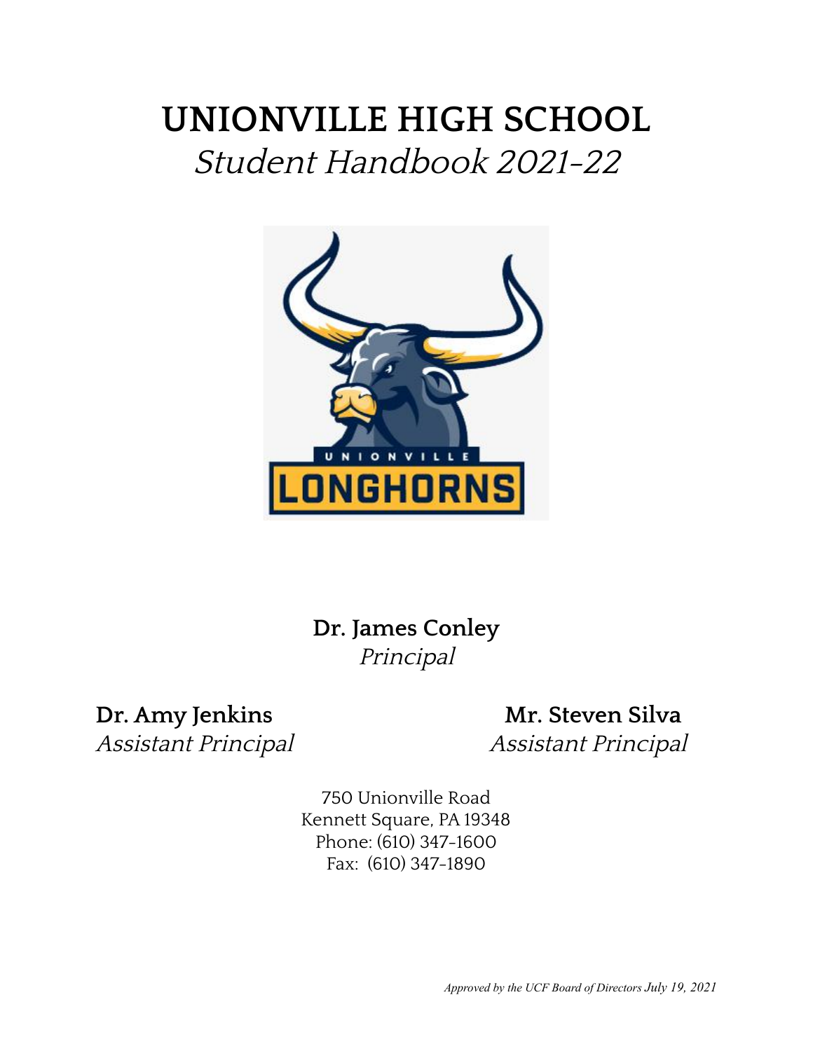# UNIONVILLE HIGH SCHOOL

## *Student Handbook 2021-22*

**Dr. James Conley**
*Principal*

**Dr. Amy Jenkins**
*Assistant Principal*

**Mr. Steven Silva**
*Assistant Principal*

750 Unionville Road
Kennett Square, PA 19348
Phone: (610) 347-1600
Fax: (610) 347-1890

*Approved by the UCF Board of Directors July 19, 2021*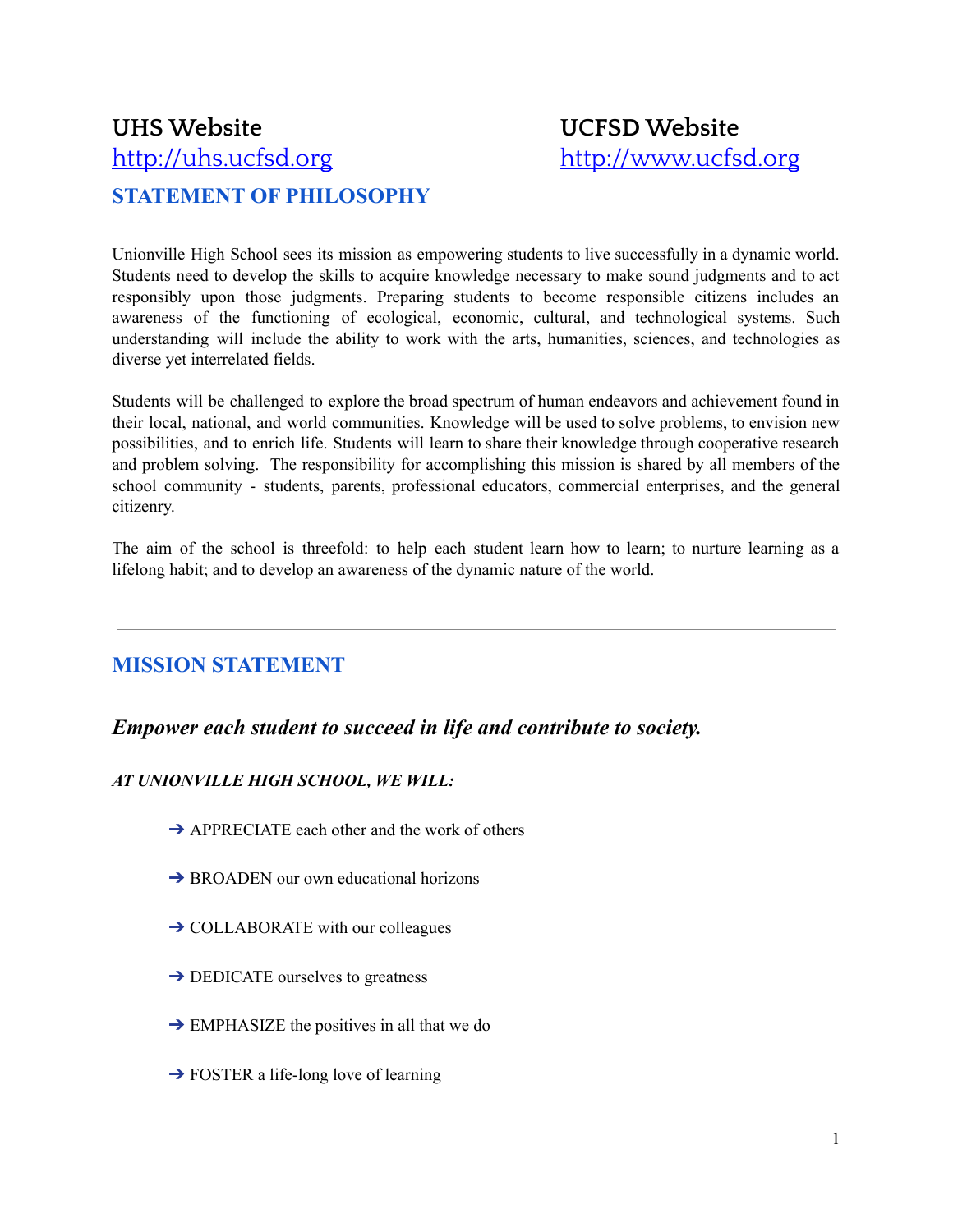**UHS Website**
[http://uhs.ucfsd.org](http://uhs.ucfsd.org)

**UCFSD Website**
[http://www.ucfsd.org](http://www.ucfsd.org)

## STATEMENT OF PHILOSOPHY

Unionville High School sees its mission as empowering students to live successfully in a dynamic world. Students need to develop the skills to acquire knowledge necessary to make sound judgments and to act responsibly upon those judgments. Preparing students to become responsible citizens includes an awareness of the functioning of ecological, economic, cultural, and technological systems. Such understanding will include the ability to work with the arts, humanities, sciences, and technologies as diverse yet interrelated fields.

Students will be challenged to explore the broad spectrum of human endeavors and achievement found in their local, national, and world communities. Knowledge will be used to solve problems, to envision new possibilities, and to enrich life. Students will learn to share their knowledge through cooperative research and problem solving. The responsibility for accomplishing this mission is shared by all members of the school community - students, parents, professional educators, commercial enterprises, and the general citizenry.

The aim of the school is threefold: to help each student learn how to learn; to nurture learning as a lifelong habit; and to develop an awareness of the dynamic nature of the world.

---

## MISSION STATEMENT

### *Empower each student to succeed in life and contribute to society.*

***AT UNIONVILLE HIGH SCHOOL, WE WILL:***

- ➔ APPRECIATE each other and the work of others
- ➔ BROADEN our own educational horizons
- ➔ COLLABORATE with our colleagues
- ➔ DEDICATE ourselves to greatness
- ➔ EMPHASIZE the positives in all that we do
- ➔ FOSTER a life-long love of learning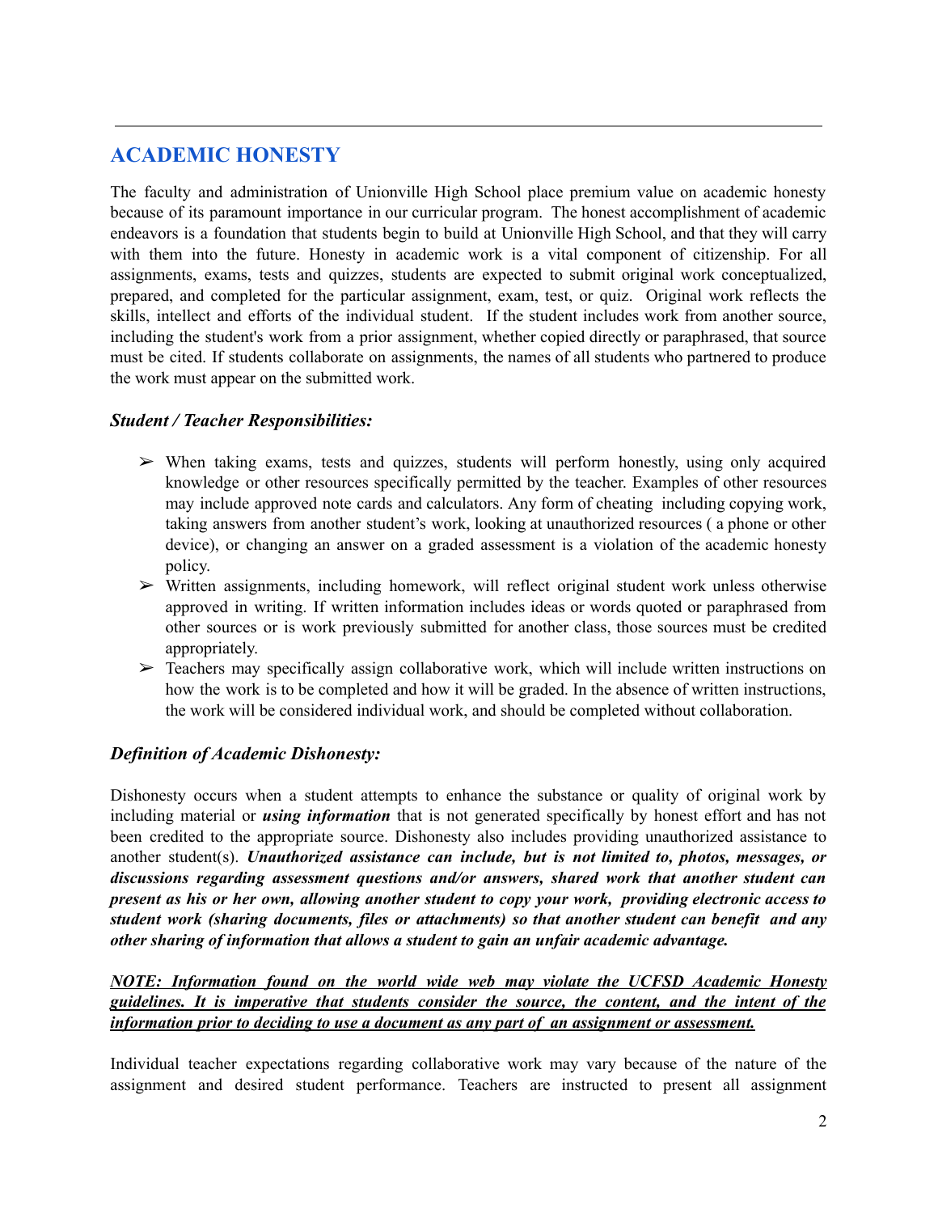## ACADEMIC HONESTY

The faculty and administration of Unionville High School place premium value on academic honesty because of its paramount importance in our curricular program. The honest accomplishment of academic endeavors is a foundation that students begin to build at Unionville High School, and that they will carry with them into the future. Honesty in academic work is a vital component of citizenship. For all assignments, exams, tests and quizzes, students are expected to submit original work conceptualized, prepared, and completed for the particular assignment, exam, test, or quiz. Original work reflects the skills, intellect and efforts of the individual student. If the student includes work from another source, including the student's work from a prior assignment, whether copied directly or paraphrased, that source must be cited. If students collaborate on assignments, the names of all students who partnered to produce the work must appear on the submitted work.

### *Student / Teacher Responsibilities:*

- When taking exams, tests and quizzes, students will perform honestly, using only acquired knowledge or other resources specifically permitted by the teacher. Examples of other resources may include approved note cards and calculators. Any form of cheating including copying work, taking answers from another student's work, looking at unauthorized resources ( a phone or other device), or changing an answer on a graded assessment is a violation of the academic honesty policy.
- Written assignments, including homework, will reflect original student work unless otherwise approved in writing. If written information includes ideas or words quoted or paraphrased from other sources or is work previously submitted for another class, those sources must be credited appropriately.
- Teachers may specifically assign collaborative work, which will include written instructions on how the work is to be completed and how it will be graded. In the absence of written instructions, the work will be considered individual work, and should be completed without collaboration.

### *Definition of Academic Dishonesty:*

Dishonesty occurs when a student attempts to enhance the substance or quality of original work by including material or ***using information*** that is not generated specifically by honest effort and has not been credited to the appropriate source. Dishonesty also includes providing unauthorized assistance to another student(s). ***Unauthorized assistance can include, but is not limited to, photos, messages, or discussions regarding assessment questions and/or answers, shared work that another student can present as his or her own, allowing another student to copy your work, providing electronic access to student work (sharing documents, files or attachments) so that another student can benefit and any other sharing of information that allows a student to gain an unfair academic advantage.***

***<u>NOTE: Information found on the world wide web may violate the UCFSD Academic Honesty guidelines. It is imperative that students consider the source, the content, and the intent of the information prior to deciding to use a document as any part of an assignment or assessment.</u>***

Individual teacher expectations regarding collaborative work may vary because of the nature of the assignment and desired student performance. Teachers are instructed to present all assignment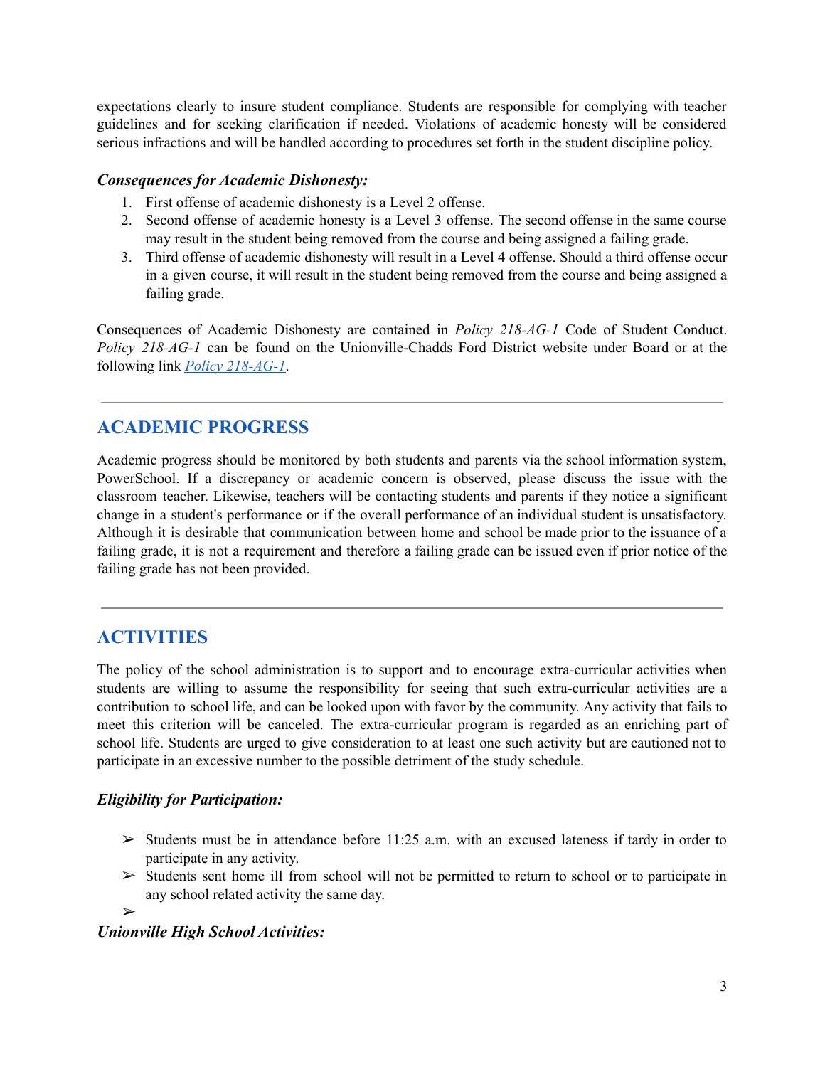expectations clearly to insure student compliance. Students are responsible for complying with teacher guidelines and for seeking clarification if needed. Violations of academic honesty will be considered serious infractions and will be handled according to procedures set forth in the student discipline policy.

***Consequences for Academic Dishonesty:***

1. First offense of academic dishonesty is a Level 2 offense.
2. Second offense of academic honesty is a Level 3 offense. The second offense in the same course may result in the student being removed from the course and being assigned a failing grade.
3. Third offense of academic dishonesty will result in a Level 4 offense. Should a third offense occur in a given course, it will result in the student being removed from the course and being assigned a failing grade.

Consequences of Academic Dishonesty are contained in *Policy 218-AG-1* Code of Student Conduct. *Policy 218-AG-1* can be found on the Unionville-Chadds Ford District website under Board or at the following link *Policy 218-AG-1*.

---

## ACADEMIC PROGRESS

Academic progress should be monitored by both students and parents via the school information system, PowerSchool. If a discrepancy or academic concern is observed, please discuss the issue with the classroom teacher. Likewise, teachers will be contacting students and parents if they notice a significant change in a student's performance or if the overall performance of an individual student is unsatisfactory. Although it is desirable that communication between home and school be made prior to the issuance of a failing grade, it is not a requirement and therefore a failing grade can be issued even if prior notice of the failing grade has not been provided.

---

## ACTIVITIES

The policy of the school administration is to support and to encourage extra-curricular activities when students are willing to assume the responsibility for seeing that such extra-curricular activities are a contribution to school life, and can be looked upon with favor by the community. Any activity that fails to meet this criterion will be canceled. The extra-curricular program is regarded as an enriching part of school life. Students are urged to give consideration to at least one such activity but are cautioned not to participate in an excessive number to the possible detriment of the study schedule.

***Eligibility for Participation:***

- Students must be in attendance before 11:25 a.m. with an excused lateness if tardy in order to participate in any activity.
- Students sent home ill from school will not be permitted to return to school or to participate in any school related activity the same day.

***Unionville High School Activities:***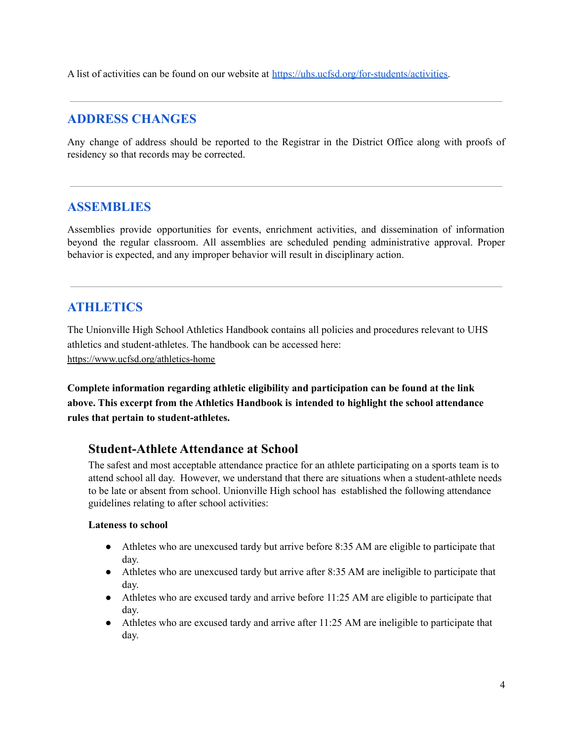A list of activities can be found on our website at [https://uhs.ucfsd.org/for-students/activities](https://uhs.ucfsd.org/for-students/activities).

---

## ADDRESS CHANGES

Any change of address should be reported to the Registrar in the District Office along with proofs of residency so that records may be corrected.

---

## ASSEMBLIES

Assemblies provide opportunities for events, enrichment activities, and dissemination of information beyond the regular classroom. All assemblies are scheduled pending administrative approval. Proper behavior is expected, and any improper behavior will result in disciplinary action.

---

## ATHLETICS

The Unionville High School Athletics Handbook contains all policies and procedures relevant to UHS athletics and student-athletes. The handbook can be accessed here: [https://www.ucfsd.org/athletics-home](https://www.ucfsd.org/athletics-home)

**Complete information regarding athletic eligibility and participation can be found at the link above. This excerpt from the Athletics Handbook is intended to highlight the school attendance rules that pertain to student-athletes.**

### Student-Athlete Attendance at School

The safest and most acceptable attendance practice for an athlete participating on a sports team is to attend school all day. However, we understand that there are situations when a student-athlete needs to be late or absent from school. Unionville High school has established the following attendance guidelines relating to after school activities:

**Lateness to school**

- Athletes who are unexcused tardy but arrive before 8:35 AM are eligible to participate that day.
- Athletes who are unexcused tardy but arrive after 8:35 AM are ineligible to participate that day.
- Athletes who are excused tardy and arrive before 11:25 AM are eligible to participate that day.
- Athletes who are excused tardy and arrive after 11:25 AM are ineligible to participate that day.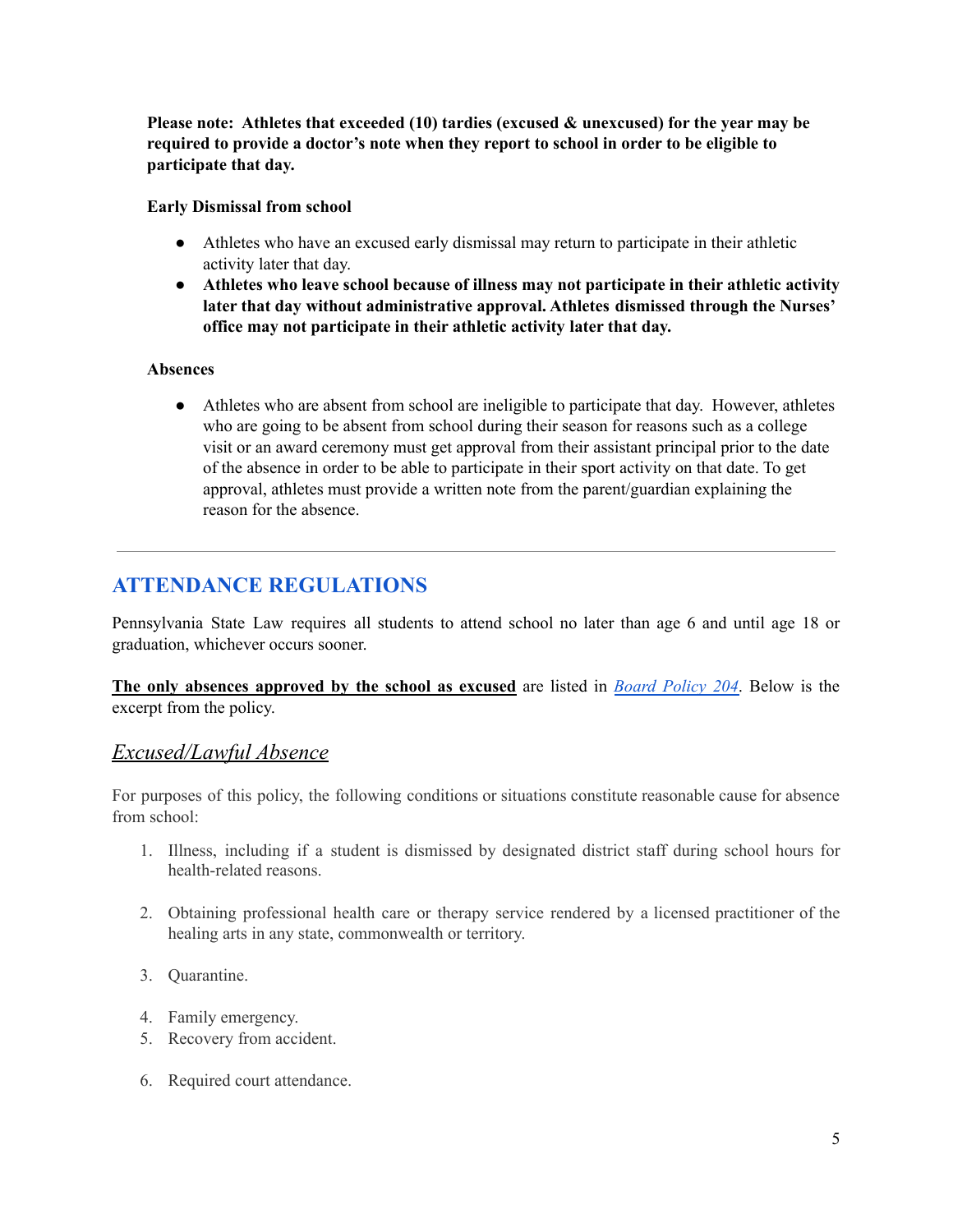**Please note: Athletes that exceeded (10) tardies (excused & unexcused) for the year may be required to provide a doctor's note when they report to school in order to be eligible to participate that day.**

**Early Dismissal from school**

- Athletes who have an excused early dismissal may return to participate in their athletic activity later that day.
- **Athletes who leave school because of illness may not participate in their athletic activity later that day without administrative approval. Athletes dismissed through the Nurses' office may not participate in their athletic activity later that day.**

**Absences**

- Athletes who are absent from school are ineligible to participate that day. However, athletes who are going to be absent from school during their season for reasons such as a college visit or an award ceremony must get approval from their assistant principal prior to the date of the absence in order to be able to participate in their sport activity on that date. To get approval, athletes must provide a written note from the parent/guardian explaining the reason for the absence.

---

## ATTENDANCE REGULATIONS

Pennsylvania State Law requires all students to attend school no later than age 6 and until age 18 or graduation, whichever occurs sooner.

**The only absences approved by the school as excused** are listed in *Board Policy 204*. Below is the excerpt from the policy.

### *Excused/Lawful Absence*

For purposes of this policy, the following conditions or situations constitute reasonable cause for absence from school:

1. Illness, including if a student is dismissed by designated district staff during school hours for health-related reasons.
2. Obtaining professional health care or therapy service rendered by a licensed practitioner of the healing arts in any state, commonwealth or territory.
3. Quarantine.
4. Family emergency.
5. Recovery from accident.
6. Required court attendance.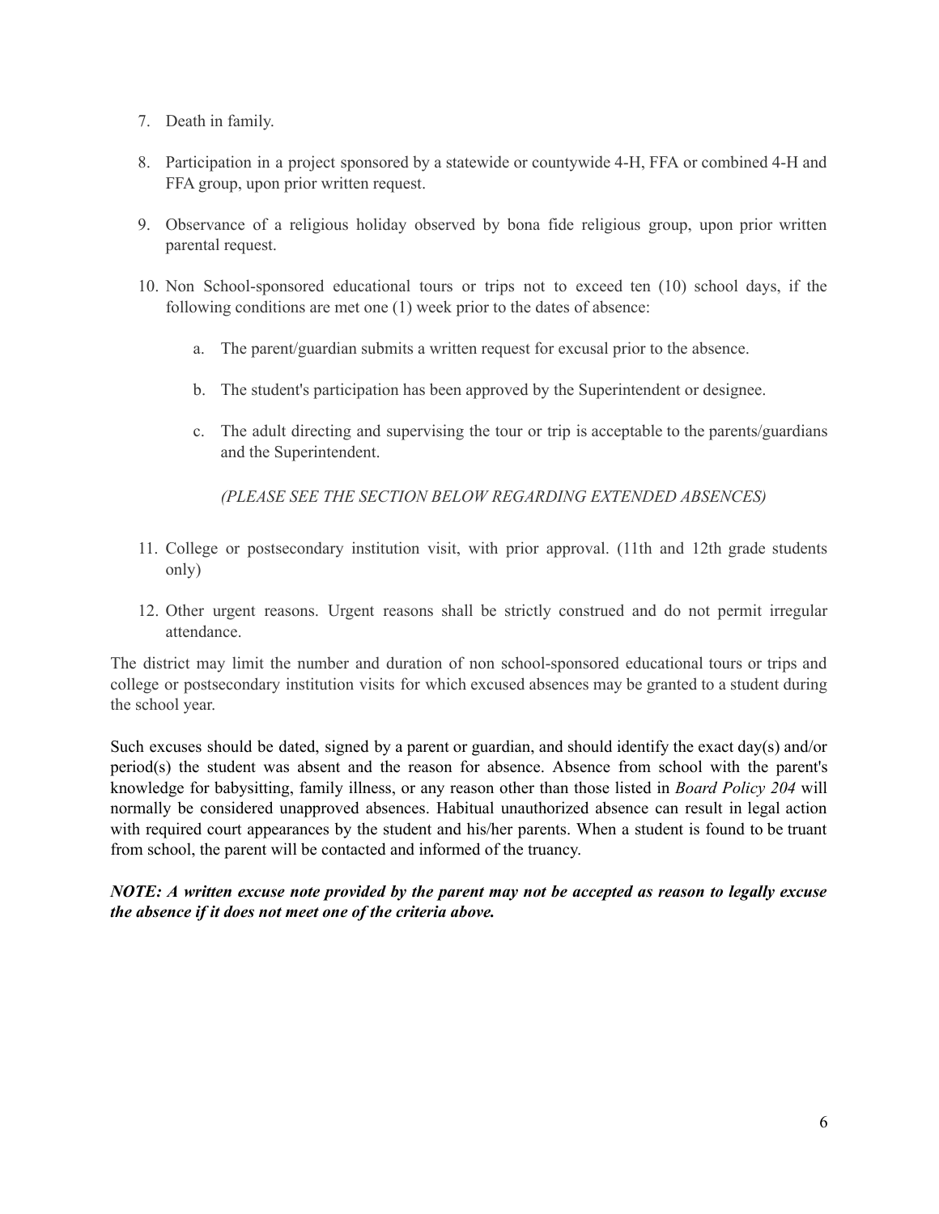7. Death in family.

8. Participation in a project sponsored by a statewide or countywide 4-H, FFA or combined 4-H and FFA group, upon prior written request.

9. Observance of a religious holiday observed by bona fide religious group, upon prior written parental request.

10. Non School-sponsored educational tours or trips not to exceed ten (10) school days, if the following conditions are met one (1) week prior to the dates of absence:

    a. The parent/guardian submits a written request for excusal prior to the absence.

    b. The student's participation has been approved by the Superintendent or designee.

    c. The adult directing and supervising the tour or trip is acceptable to the parents/guardians and the Superintendent.

    *(PLEASE SEE THE SECTION BELOW REGARDING EXTENDED ABSENCES)*

11. College or postsecondary institution visit, with prior approval. (11th and 12th grade students only)

12. Other urgent reasons. Urgent reasons shall be strictly construed and do not permit irregular attendance.

The district may limit the number and duration of non school-sponsored educational tours or trips and college or postsecondary institution visits for which excused absences may be granted to a student during the school year.

Such excuses should be dated, signed by a parent or guardian, and should identify the exact day(s) and/or period(s) the student was absent and the reason for absence. Absence from school with the parent's knowledge for babysitting, family illness, or any reason other than those listed in *Board Policy 204* will normally be considered unapproved absences. Habitual unauthorized absence can result in legal action with required court appearances by the student and his/her parents. When a student is found to be truant from school, the parent will be contacted and informed of the truancy.

***NOTE: A written excuse note provided by the parent may not be accepted as reason to legally excuse the absence if it does not meet one of the criteria above.***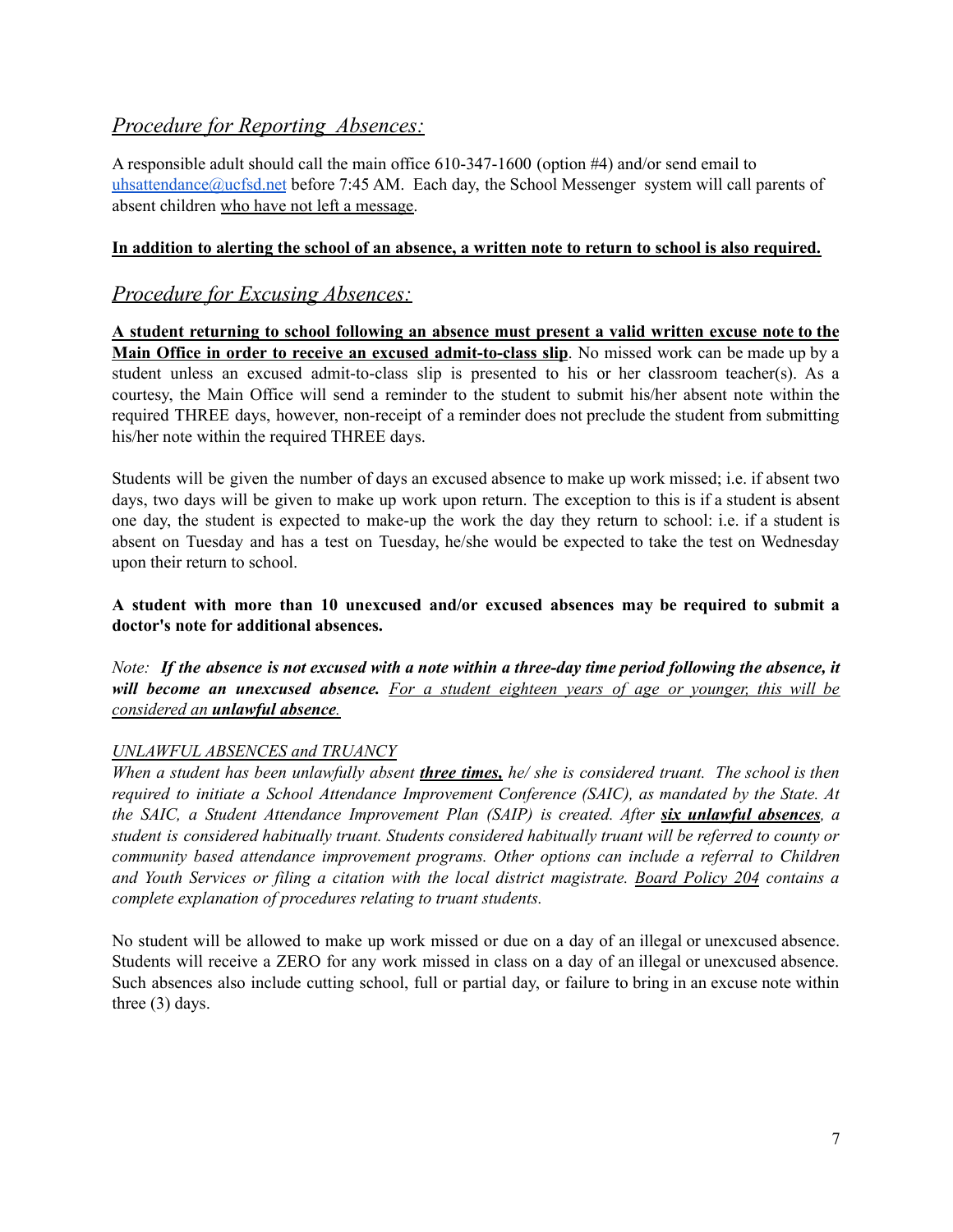## *Procedure for Reporting Absences:*

A responsible adult should call the main office 610-347-1600 (option #4) and/or send email to uhsattendance@ucfsd.net before 7:45 AM. Each day, the School Messenger system will call parents of absent children <u>who have not left a message</u>.

<u>**In addition to alerting the school of an absence, a written note to return to school is also required.**</u>

## *Procedure for Excusing Absences:*

<u>**A student returning to school following an absence must present a valid written excuse note to the Main Office in order to receive an excused admit-to-class slip**</u>. No missed work can be made up by a student unless an excused admit-to-class slip is presented to his or her classroom teacher(s). As a courtesy, the Main Office will send a reminder to the student to submit his/her absent note within the required THREE days, however, non-receipt of a reminder does not preclude the student from submitting his/her note within the required THREE days.

Students will be given the number of days an excused absence to make up work missed; i.e. if absent two days, two days will be given to make up work upon return. The exception to this is if a student is absent one day, the student is expected to make-up the work the day they return to school: i.e. if a student is absent on Tuesday and has a test on Tuesday, he/she would be expected to take the test on Wednesday upon their return to school.

**A student with more than 10 unexcused and/or excused absences may be required to submit a doctor's note for additional absences.**

*Note: **If the absence is not excused with a note within a three-day time period following the absence, it will become an unexcused absence.** <u>For a student eighteen years of age or younger, this will be considered an **unlawful absence**.</u>*

*<u>UNLAWFUL ABSENCES and TRUANCY</u>*

*When a student has been unlawfully absent <u>**three times,**</u> he/ she is considered truant. The school is then required to initiate a School Attendance Improvement Conference (SAIC), as mandated by the State. At the SAIC, a Student Attendance Improvement Plan (SAIP) is created. After <u>**six unlawful absences**</u>, a student is considered habitually truant. Students considered habitually truant will be referred to county or community based attendance improvement programs. Other options can include a referral to Children and Youth Services or filing a citation with the local district magistrate. <u>Board Policy 204</u> contains a complete explanation of procedures relating to truant students.*

No student will be allowed to make up work missed or due on a day of an illegal or unexcused absence. Students will receive a ZERO for any work missed in class on a day of an illegal or unexcused absence. Such absences also include cutting school, full or partial day, or failure to bring in an excuse note within three (3) days.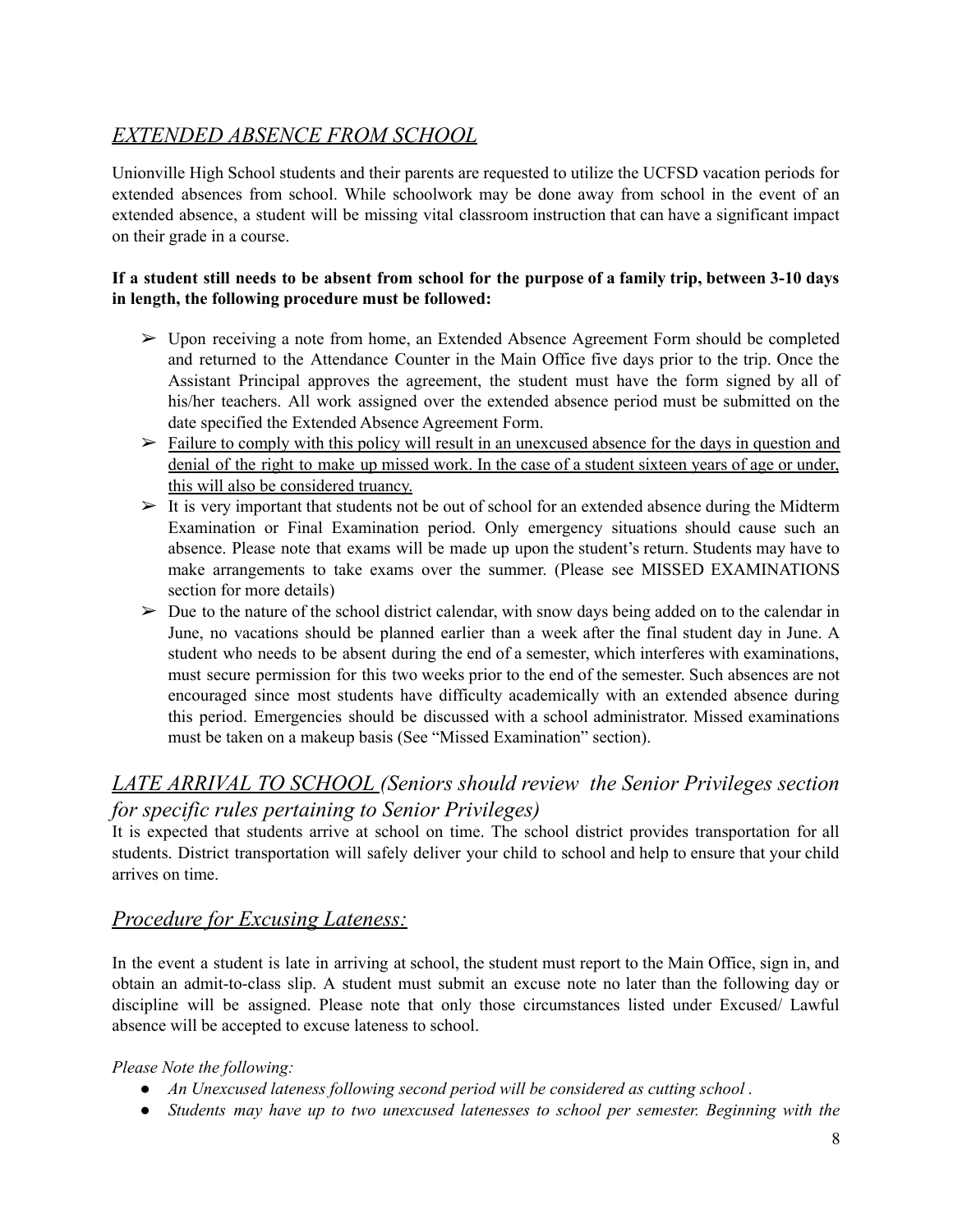## *EXTENDED ABSENCE FROM SCHOOL*

Unionville High School students and their parents are requested to utilize the UCFSD vacation periods for extended absences from school. While schoolwork may be done away from school in the event of an extended absence, a student will be missing vital classroom instruction that can have a significant impact on their grade in a course.

**If a student still needs to be absent from school for the purpose of a family trip, between 3-10 days in length, the following procedure must be followed:**

- ➢ Upon receiving a note from home, an Extended Absence Agreement Form should be completed and returned to the Attendance Counter in the Main Office five days prior to the trip. Once the Assistant Principal approves the agreement, the student must have the form signed by all of his/her teachers. All work assigned over the extended absence period must be submitted on the date specified the Extended Absence Agreement Form.
- ➢ Failure to comply with this policy will result in an unexcused absence for the days in question and denial of the right to make up missed work. In the case of a student sixteen years of age or under, this will also be considered truancy.
- ➢ It is very important that students not be out of school for an extended absence during the Midterm Examination or Final Examination period. Only emergency situations should cause such an absence. Please note that exams will be made up upon the student's return. Students may have to make arrangements to take exams over the summer. (Please see MISSED EXAMINATIONS section for more details)
- ➢ Due to the nature of the school district calendar, with snow days being added on to the calendar in June, no vacations should be planned earlier than a week after the final student day in June. A student who needs to be absent during the end of a semester, which interferes with examinations, must secure permission for this two weeks prior to the end of the semester. Such absences are not encouraged since most students have difficulty academically with an extended absence during this period. Emergencies should be discussed with a school administrator. Missed examinations must be taken on a makeup basis (See "Missed Examination" section).

## *LATE ARRIVAL TO SCHOOL (Seniors should review the Senior Privileges section for specific rules pertaining to Senior Privileges)*

It is expected that students arrive at school on time. The school district provides transportation for all students. District transportation will safely deliver your child to school and help to ensure that your child arrives on time.

## *Procedure for Excusing Lateness:*

In the event a student is late in arriving at school, the student must report to the Main Office, sign in, and obtain an admit-to-class slip. A student must submit an excuse note no later than the following day or discipline will be assigned. Please note that only those circumstances listed under Excused/ Lawful absence will be accepted to excuse lateness to school.

*Please Note the following:*

- *An Unexcused lateness following second period will be considered as cutting school .*
- *Students may have up to two unexcused latenesses to school per semester. Beginning with the*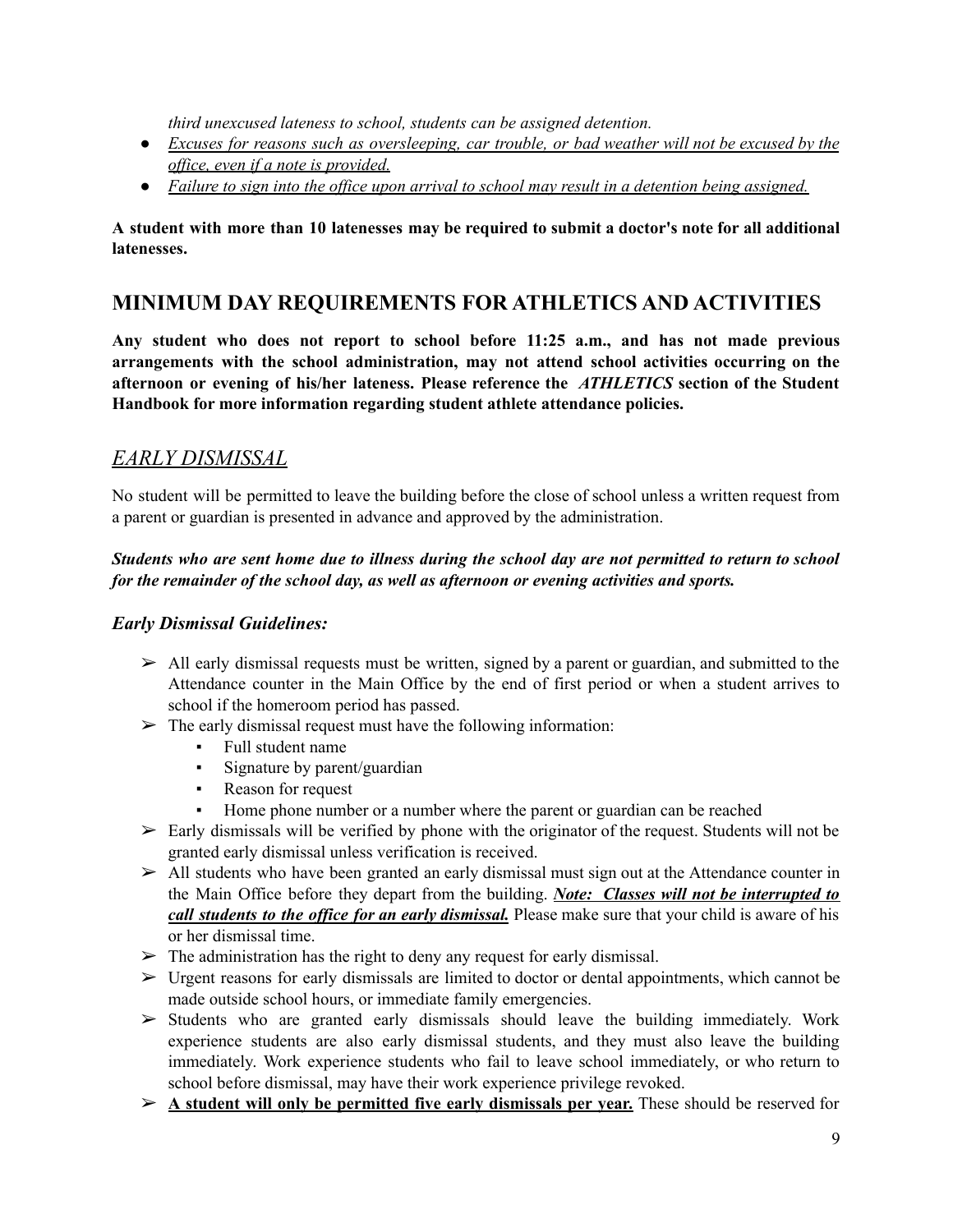*third unexcused lateness to school, students can be assigned detention.*

- <u>*Excuses for reasons such as oversleeping, car trouble, or bad weather will not be excused by the office, even if a note is provided.*</u>
- <u>*Failure to sign into the office upon arrival to school may result in a detention being assigned.*</u>

**A student with more than 10 latenesses may be required to submit a doctor's note for all additional latenesses.**

## MINIMUM DAY REQUIREMENTS FOR ATHLETICS AND ACTIVITIES

**Any student who does not report to school before 11:25 a.m., and has not made previous arrangements with the school administration, may not attend school activities occurring on the afternoon or evening of his/her lateness. Please reference the *ATHLETICS* section of the Student Handbook for more information regarding student athlete attendance policies.**

## <u>*EARLY DISMISSAL*</u>

No student will be permitted to leave the building before the close of school unless a written request from a parent or guardian is presented in advance and approved by the administration.

***Students who are sent home due to illness during the school day are not permitted to return to school for the remainder of the school day, as well as afternoon or evening activities and sports.***

### *Early Dismissal Guidelines:*

- All early dismissal requests must be written, signed by a parent or guardian, and submitted to the Attendance counter in the Main Office by the end of first period or when a student arrives to school if the homeroom period has passed.
- The early dismissal request must have the following information:
  - Full student name
  - Signature by parent/guardian
  - Reason for request
  - Home phone number or a number where the parent or guardian can be reached
- Early dismissals will be verified by phone with the originator of the request. Students will not be granted early dismissal unless verification is received.
- All students who have been granted an early dismissal must sign out at the Attendance counter in the Main Office before they depart from the building. <u>***Note: Classes will not be interrupted to call students to the office for an early dismissal.***</u> Please make sure that your child is aware of his or her dismissal time.
- The administration has the right to deny any request for early dismissal.
- Urgent reasons for early dismissals are limited to doctor or dental appointments, which cannot be made outside school hours, or immediate family emergencies.
- Students who are granted early dismissals should leave the building immediately. Work experience students are also early dismissal students, and they must also leave the building immediately. Work experience students who fail to leave school immediately, or who return to school before dismissal, may have their work experience privilege revoked.
- <u>**A student will only be permitted five early dismissals per year.**</u> These should be reserved for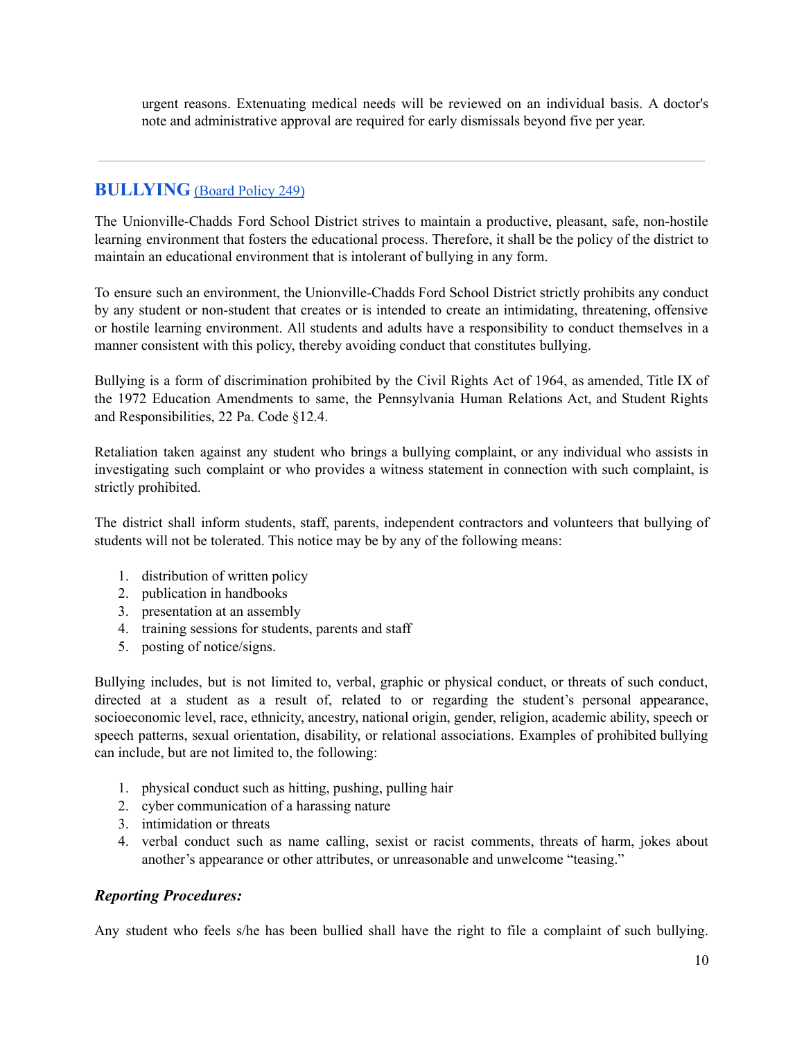urgent reasons. Extenuating medical needs will be reviewed on an individual basis. A doctor's note and administrative approval are required for early dismissals beyond five per year.

---

## BULLYING (Board Policy 249)

The Unionville-Chadds Ford School District strives to maintain a productive, pleasant, safe, non-hostile learning environment that fosters the educational process. Therefore, it shall be the policy of the district to maintain an educational environment that is intolerant of bullying in any form.

To ensure such an environment, the Unionville-Chadds Ford School District strictly prohibits any conduct by any student or non-student that creates or is intended to create an intimidating, threatening, offensive or hostile learning environment. All students and adults have a responsibility to conduct themselves in a manner consistent with this policy, thereby avoiding conduct that constitutes bullying.

Bullying is a form of discrimination prohibited by the Civil Rights Act of 1964, as amended, Title IX of the 1972 Education Amendments to same, the Pennsylvania Human Relations Act, and Student Rights and Responsibilities, 22 Pa. Code §12.4.

Retaliation taken against any student who brings a bullying complaint, or any individual who assists in investigating such complaint or who provides a witness statement in connection with such complaint, is strictly prohibited.

The district shall inform students, staff, parents, independent contractors and volunteers that bullying of students will not be tolerated. This notice may be by any of the following means:

1. distribution of written policy
2. publication in handbooks
3. presentation at an assembly
4. training sessions for students, parents and staff
5. posting of notice/signs.

Bullying includes, but is not limited to, verbal, graphic or physical conduct, or threats of such conduct, directed at a student as a result of, related to or regarding the student's personal appearance, socioeconomic level, race, ethnicity, ancestry, national origin, gender, religion, academic ability, speech or speech patterns, sexual orientation, disability, or relational associations. Examples of prohibited bullying can include, but are not limited to, the following:

1. physical conduct such as hitting, pushing, pulling hair
2. cyber communication of a harassing nature
3. intimidation or threats
4. verbal conduct such as name calling, sexist or racist comments, threats of harm, jokes about another's appearance or other attributes, or unreasonable and unwelcome "teasing."

### *Reporting Procedures:*

Any student who feels s/he has been bullied shall have the right to file a complaint of such bullying.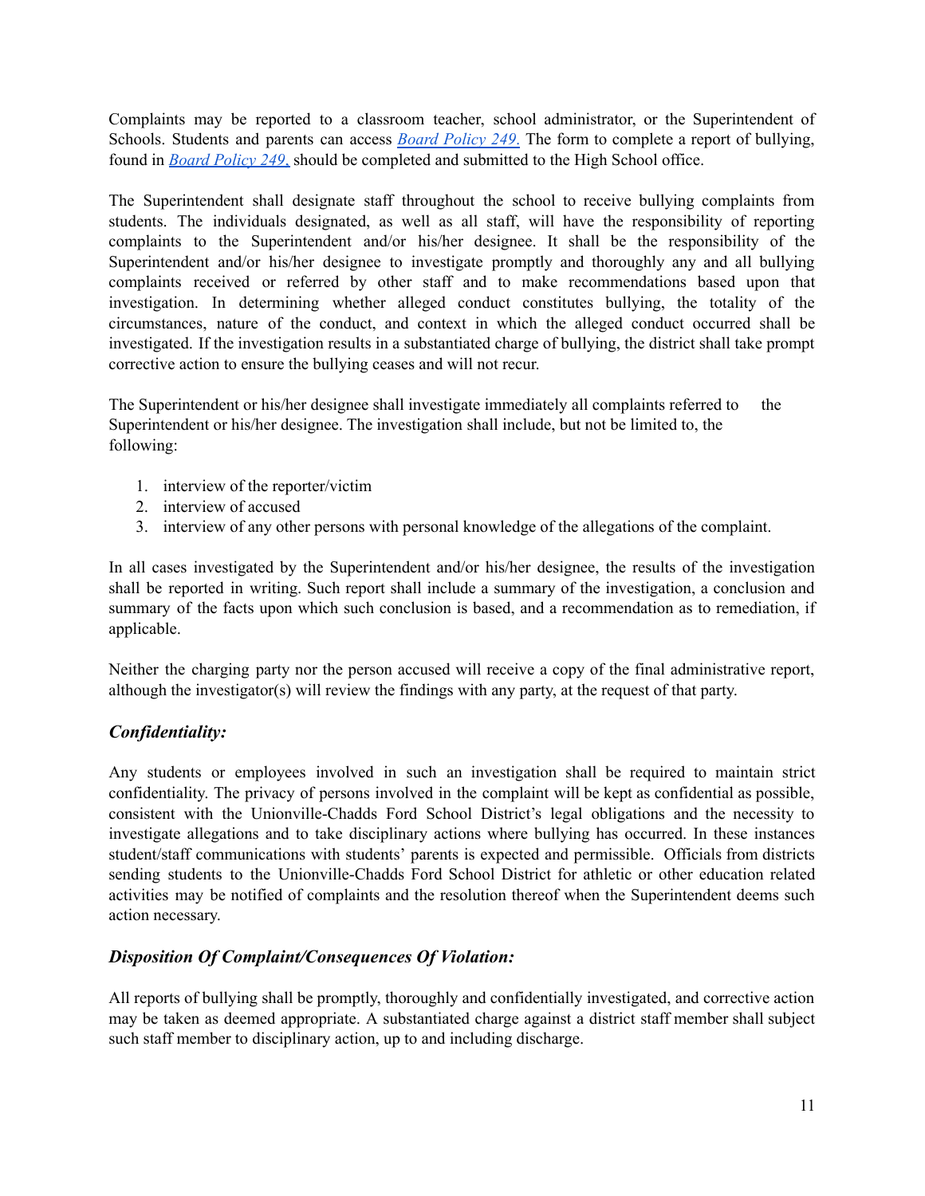Complaints may be reported to a classroom teacher, school administrator, or the Superintendent of Schools. Students and parents can access *Board Policy 249.* The form to complete a report of bullying, found in *Board Policy 249,* should be completed and submitted to the High School office.

The Superintendent shall designate staff throughout the school to receive bullying complaints from students. The individuals designated, as well as all staff, will have the responsibility of reporting complaints to the Superintendent and/or his/her designee. It shall be the responsibility of the Superintendent and/or his/her designee to investigate promptly and thoroughly any and all bullying complaints received or referred by other staff and to make recommendations based upon that investigation. In determining whether alleged conduct constitutes bullying, the totality of the circumstances, nature of the conduct, and context in which the alleged conduct occurred shall be investigated. If the investigation results in a substantiated charge of bullying, the district shall take prompt corrective action to ensure the bullying ceases and will not recur.

The Superintendent or his/her designee shall investigate immediately all complaints referred to the Superintendent or his/her designee. The investigation shall include, but not be limited to, the following:

1. interview of the reporter/victim
2. interview of accused
3. interview of any other persons with personal knowledge of the allegations of the complaint.

In all cases investigated by the Superintendent and/or his/her designee, the results of the investigation shall be reported in writing. Such report shall include a summary of the investigation, a conclusion and summary of the facts upon which such conclusion is based, and a recommendation as to remediation, if applicable.

Neither the charging party nor the person accused will receive a copy of the final administrative report, although the investigator(s) will review the findings with any party, at the request of that party.

### *Confidentiality:*

Any students or employees involved in such an investigation shall be required to maintain strict confidentiality. The privacy of persons involved in the complaint will be kept as confidential as possible, consistent with the Unionville-Chadds Ford School District's legal obligations and the necessity to investigate allegations and to take disciplinary actions where bullying has occurred. In these instances student/staff communications with students' parents is expected and permissible. Officials from districts sending students to the Unionville-Chadds Ford School District for athletic or other education related activities may be notified of complaints and the resolution thereof when the Superintendent deems such action necessary.

### *Disposition Of Complaint/Consequences Of Violation:*

All reports of bullying shall be promptly, thoroughly and confidentially investigated, and corrective action may be taken as deemed appropriate. A substantiated charge against a district staff member shall subject such staff member to disciplinary action, up to and including discharge.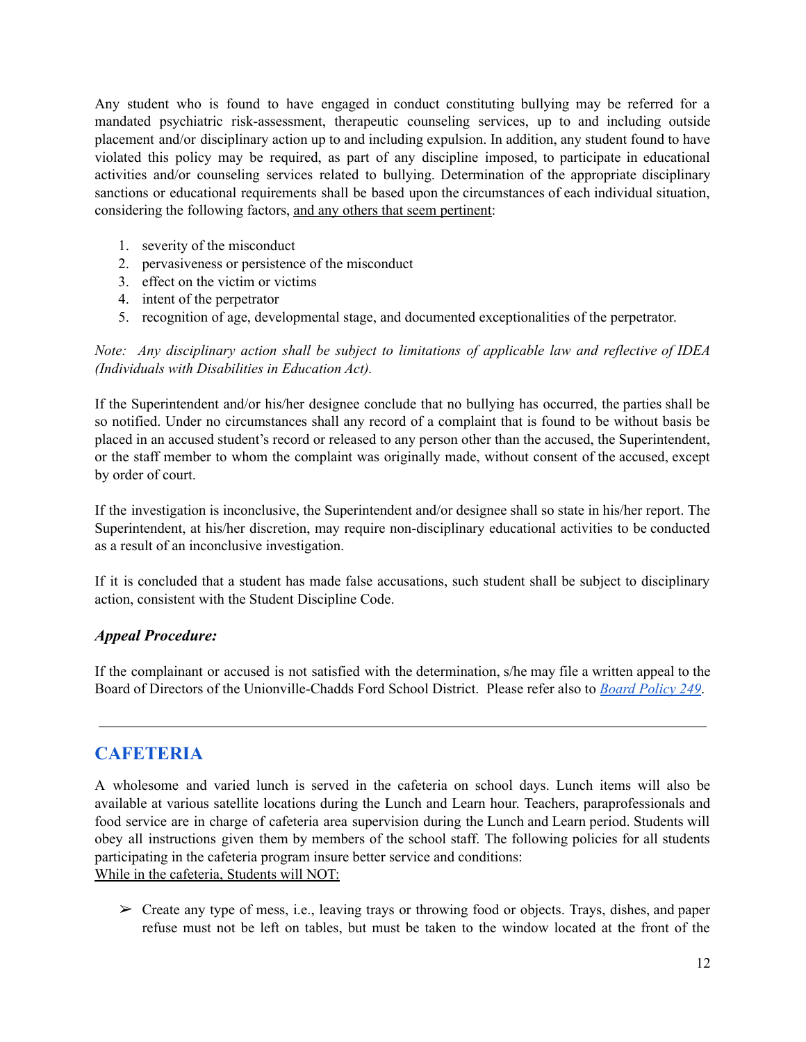Any student who is found to have engaged in conduct constituting bullying may be referred for a mandated psychiatric risk-assessment, therapeutic counseling services, up to and including outside placement and/or disciplinary action up to and including expulsion. In addition, any student found to have violated this policy may be required, as part of any discipline imposed, to participate in educational activities and/or counseling services related to bullying. Determination of the appropriate disciplinary sanctions or educational requirements shall be based upon the circumstances of each individual situation, considering the following factors, <u>and any others that seem pertinent</u>:

1. severity of the misconduct
2. pervasiveness or persistence of the misconduct
3. effect on the victim or victims
4. intent of the perpetrator
5. recognition of age, developmental stage, and documented exceptionalities of the perpetrator.

*Note: Any disciplinary action shall be subject to limitations of applicable law and reflective of IDEA (Individuals with Disabilities in Education Act).*

If the Superintendent and/or his/her designee conclude that no bullying has occurred, the parties shall be so notified. Under no circumstances shall any record of a complaint that is found to be without basis be placed in an accused student's record or released to any person other than the accused, the Superintendent, or the staff member to whom the complaint was originally made, without consent of the accused, except by order of court.

If the investigation is inconclusive, the Superintendent and/or designee shall so state in his/her report. The Superintendent, at his/her discretion, may require non-disciplinary educational activities to be conducted as a result of an inconclusive investigation.

If it is concluded that a student has made false accusations, such student shall be subject to disciplinary action, consistent with the Student Discipline Code.

### *Appeal Procedure:*

If the complainant or accused is not satisfied with the determination, s/he may file a written appeal to the Board of Directors of the Unionville-Chadds Ford School District. Please refer also to *Board Policy 249*.

---

## CAFETERIA

A wholesome and varied lunch is served in the cafeteria on school days. Lunch items will also be available at various satellite locations during the Lunch and Learn hour. Teachers, paraprofessionals and food service are in charge of cafeteria area supervision during the Lunch and Learn period. Students will obey all instructions given them by members of the school staff. The following policies for all students participating in the cafeteria program insure better service and conditions:
<u>While in the cafeteria, Students will NOT:</u>

- Create any type of mess, i.e., leaving trays or throwing food or objects. Trays, dishes, and paper refuse must not be left on tables, but must be taken to the window located at the front of the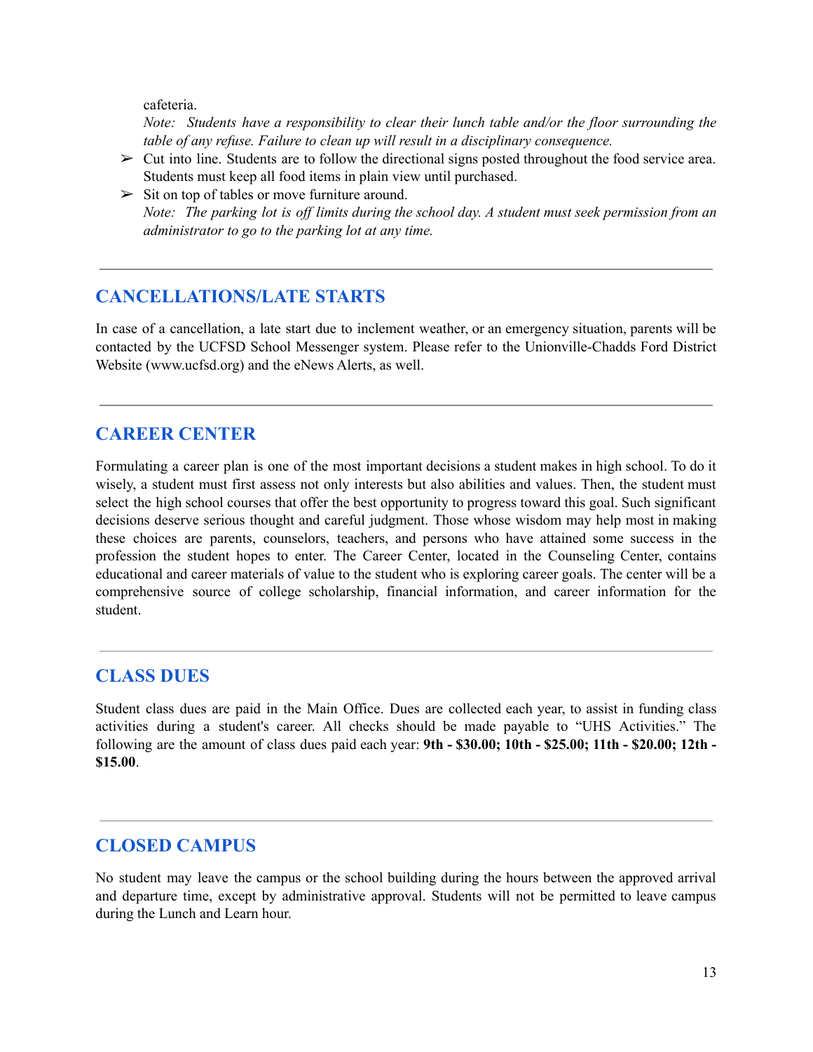cafeteria.
*Note: Students have a responsibility to clear their lunch table and/or the floor surrounding the table of any refuse. Failure to clean up will result in a disciplinary consequence.*

- ➢ Cut into line. Students are to follow the directional signs posted throughout the food service area. Students must keep all food items in plain view until purchased.
- ➢ Sit on top of tables or move furniture around.
*Note: The parking lot is off limits during the school day. A student must seek permission from an administrator to go to the parking lot at any time.*

---

## CANCELLATIONS/LATE STARTS

In case of a cancellation, a late start due to inclement weather, or an emergency situation, parents will be contacted by the UCFSD School Messenger system. Please refer to the Unionville-Chadds Ford District Website (www.ucfsd.org) and the eNews Alerts, as well.

---

## CAREER CENTER

Formulating a career plan is one of the most important decisions a student makes in high school. To do it wisely, a student must first assess not only interests but also abilities and values. Then, the student must select the high school courses that offer the best opportunity to progress toward this goal. Such significant decisions deserve serious thought and careful judgment. Those whose wisdom may help most in making these choices are parents, counselors, teachers, and persons who have attained some success in the profession the student hopes to enter. The Career Center, located in the Counseling Center, contains educational and career materials of value to the student who is exploring career goals. The center will be a comprehensive source of college scholarship, financial information, and career information for the student.

---

## CLASS DUES

Student class dues are paid in the Main Office. Dues are collected each year, to assist in funding class activities during a student's career. All checks should be made payable to "UHS Activities." The following are the amount of class dues paid each year: **9th - $30.00; 10th - $25.00; 11th - $20.00; 12th - $15.00**.

---

## CLOSED CAMPUS

No student may leave the campus or the school building during the hours between the approved arrival and departure time, except by administrative approval. Students will not be permitted to leave campus during the Lunch and Learn hour.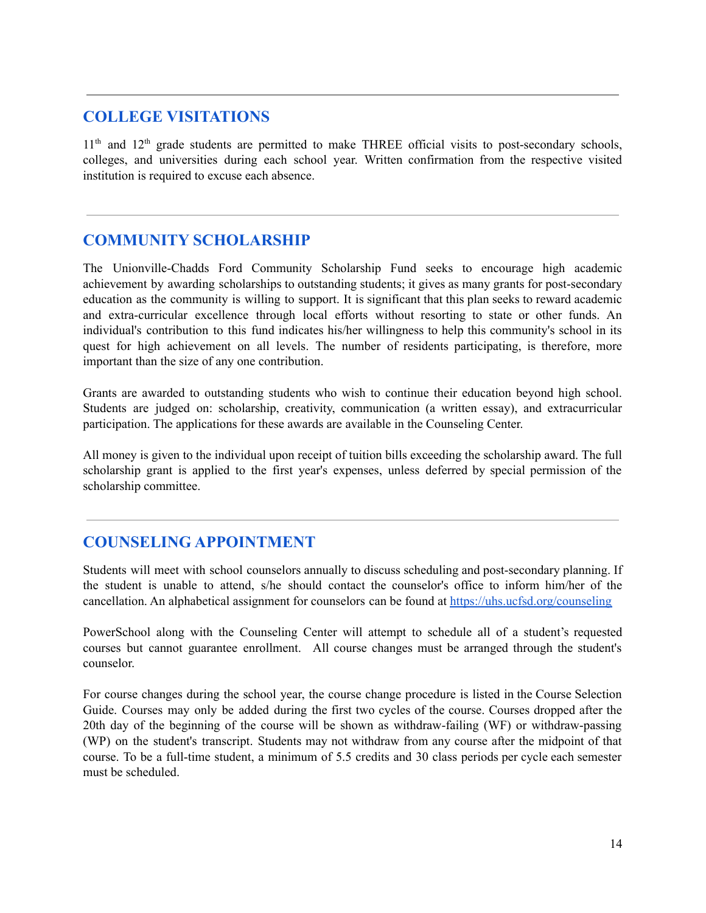## COLLEGE VISITATIONS

11th and 12th grade students are permitted to make THREE official visits to post-secondary schools, colleges, and universities during each school year. Written confirmation from the respective visited institution is required to excuse each absence.

## COMMUNITY SCHOLARSHIP

The Unionville-Chadds Ford Community Scholarship Fund seeks to encourage high academic achievement by awarding scholarships to outstanding students; it gives as many grants for post-secondary education as the community is willing to support. It is significant that this plan seeks to reward academic and extra-curricular excellence through local efforts without resorting to state or other funds. An individual's contribution to this fund indicates his/her willingness to help this community's school in its quest for high achievement on all levels. The number of residents participating, is therefore, more important than the size of any one contribution.

Grants are awarded to outstanding students who wish to continue their education beyond high school. Students are judged on: scholarship, creativity, communication (a written essay), and extracurricular participation. The applications for these awards are available in the Counseling Center.

All money is given to the individual upon receipt of tuition bills exceeding the scholarship award. The full scholarship grant is applied to the first year's expenses, unless deferred by special permission of the scholarship committee.

## COUNSELING APPOINTMENT

Students will meet with school counselors annually to discuss scheduling and post-secondary planning. If the student is unable to attend, s/he should contact the counselor's office to inform him/her of the cancellation. An alphabetical assignment for counselors can be found at [https://uhs.ucfsd.org/counseling](https://uhs.ucfsd.org/counseling)

PowerSchool along with the Counseling Center will attempt to schedule all of a student's requested courses but cannot guarantee enrollment. All course changes must be arranged through the student's counselor.

For course changes during the school year, the course change procedure is listed in the Course Selection Guide. Courses may only be added during the first two cycles of the course. Courses dropped after the 20th day of the beginning of the course will be shown as withdraw-failing (WF) or withdraw-passing (WP) on the student's transcript. Students may not withdraw from any course after the midpoint of that course. To be a full-time student, a minimum of 5.5 credits and 30 class periods per cycle each semester must be scheduled.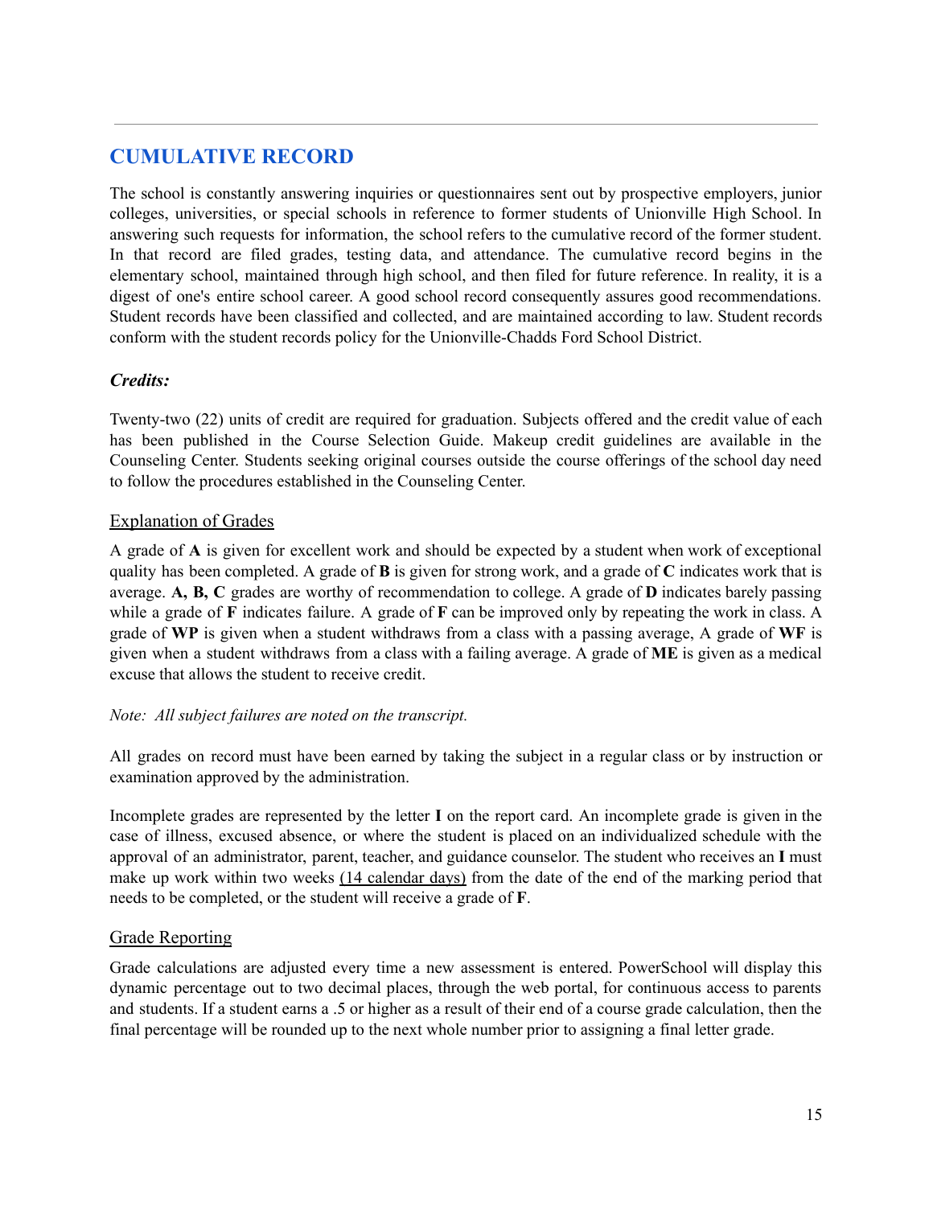## CUMULATIVE RECORD

The school is constantly answering inquiries or questionnaires sent out by prospective employers, junior colleges, universities, or special schools in reference to former students of Unionville High School. In answering such requests for information, the school refers to the cumulative record of the former student. In that record are filed grades, testing data, and attendance. The cumulative record begins in the elementary school, maintained through high school, and then filed for future reference. In reality, it is a digest of one's entire school career. A good school record consequently assures good recommendations. Student records have been classified and collected, and are maintained according to law. Student records conform with the student records policy for the Unionville-Chadds Ford School District.

### *Credits:*

Twenty-two (22) units of credit are required for graduation. Subjects offered and the credit value of each has been published in the Course Selection Guide. Makeup credit guidelines are available in the Counseling Center. Students seeking original courses outside the course offerings of the school day need to follow the procedures established in the Counseling Center.

#### Explanation of Grades

A grade of **A** is given for excellent work and should be expected by a student when work of exceptional quality has been completed. A grade of **B** is given for strong work, and a grade of **C** indicates work that is average. **A, B, C** grades are worthy of recommendation to college. A grade of **D** indicates barely passing while a grade of **F** indicates failure. A grade of **F** can be improved only by repeating the work in class. A grade of **WP** is given when a student withdraws from a class with a passing average, A grade of **WF** is given when a student withdraws from a class with a failing average. A grade of **ME** is given as a medical excuse that allows the student to receive credit.

*Note: All subject failures are noted on the transcript.*

All grades on record must have been earned by taking the subject in a regular class or by instruction or examination approved by the administration.

Incomplete grades are represented by the letter **I** on the report card. An incomplete grade is given in the case of illness, excused absence, or where the student is placed on an individualized schedule with the approval of an administrator, parent, teacher, and guidance counselor. The student who receives an **I** must make up work within two weeks (14 calendar days) from the date of the end of the marking period that needs to be completed, or the student will receive a grade of **F**.

#### Grade Reporting

Grade calculations are adjusted every time a new assessment is entered. PowerSchool will display this dynamic percentage out to two decimal places, through the web portal, for continuous access to parents and students. If a student earns a .5 or higher as a result of their end of a course grade calculation, then the final percentage will be rounded up to the next whole number prior to assigning a final letter grade.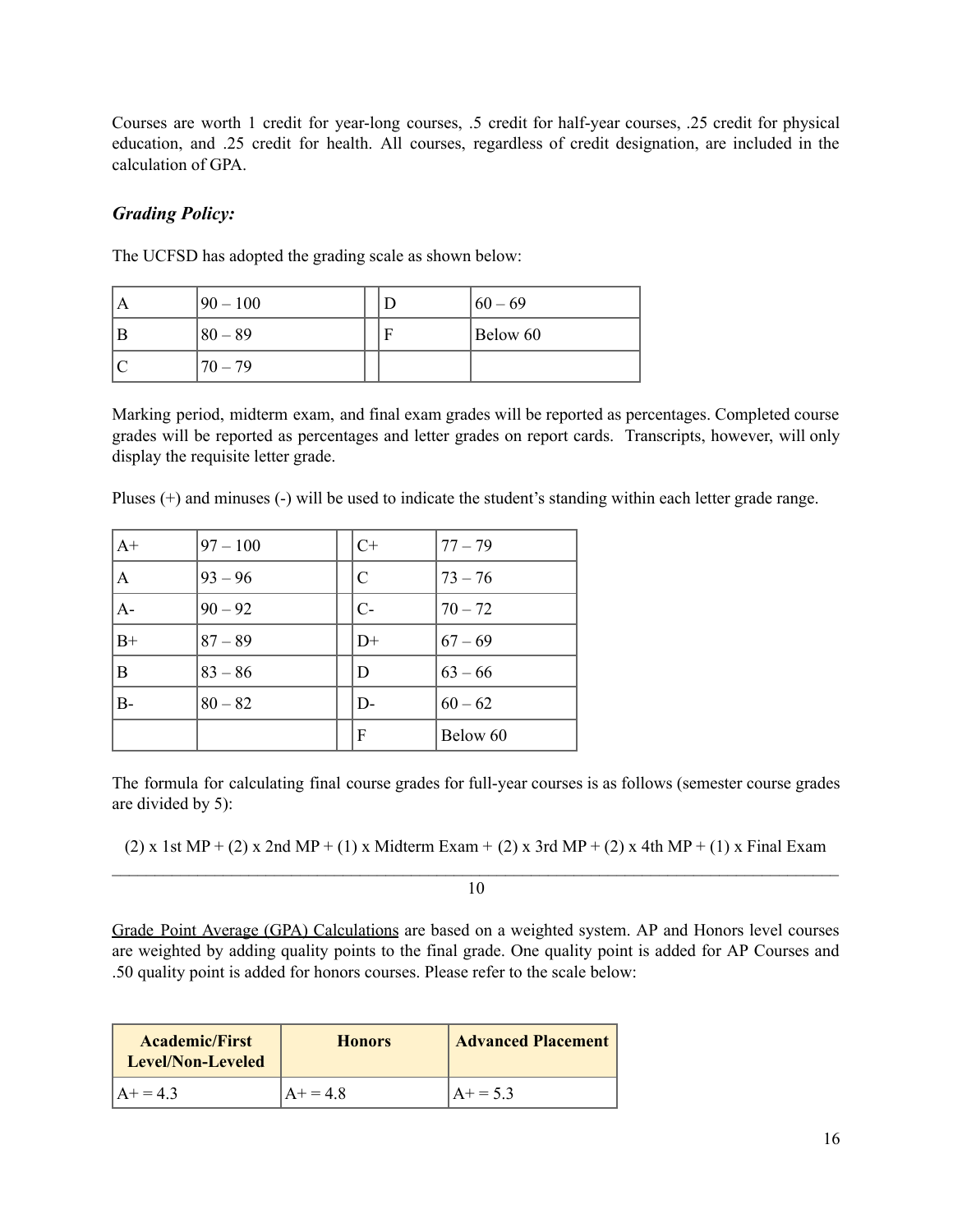Courses are worth 1 credit for year-long courses, .5 credit for half-year courses, .25 credit for physical education, and .25 credit for health. All courses, regardless of credit designation, are included in the calculation of GPA.

### ***Grading Policy:***

The UCFSD has adopted the grading scale as shown below:

| | | | | |
|---|---|---|---|---|
| A | 90 – 100 | | D | 60 – 69 |
| B | 80 – 89 | | F | Below 60 |
| C | 70 – 79 | | | |

Marking period, midterm exam, and final exam grades will be reported as percentages. Completed course grades will be reported as percentages and letter grades on report cards. Transcripts, however, will only display the requisite letter grade.

Pluses (+) and minuses (-) will be used to indicate the student's standing within each letter grade range.

| | | | | |
|---|---|---|---|---|
| A+ | 97 – 100 | | C+ | 77 – 79 |
| A | 93 – 96 | | C | 73 – 76 |
| A- | 90 – 92 | | C- | 70 – 72 |
| B+ | 87 – 89 | | D+ | 67 – 69 |
| B | 83 – 86 | | D | 63 – 66 |
| B- | 80 – 82 | | D- | 60 – 62 |
| | | | F | Below 60 |

The formula for calculating final course grades for full-year courses is as follows (semester course grades are divided by 5):

$$\frac{(2) \times \text{1st MP} + (2) \times \text{2nd MP} + (1) \times \text{Midterm Exam} + (2) \times \text{3rd MP} + (2) \times \text{4th MP} + (1) \times \text{Final Exam}}{10}$$

Grade Point Average (GPA) Calculations are based on a weighted system. AP and Honors level courses are weighted by adding quality points to the final grade. One quality point is added for AP Courses and .50 quality point is added for honors courses. Please refer to the scale below:

| Academic/First Level/Non-Leveled | Honors | Advanced Placement |
|---|---|---|
| A+ = 4.3 | A+ = 4.8 | A+ = 5.3 |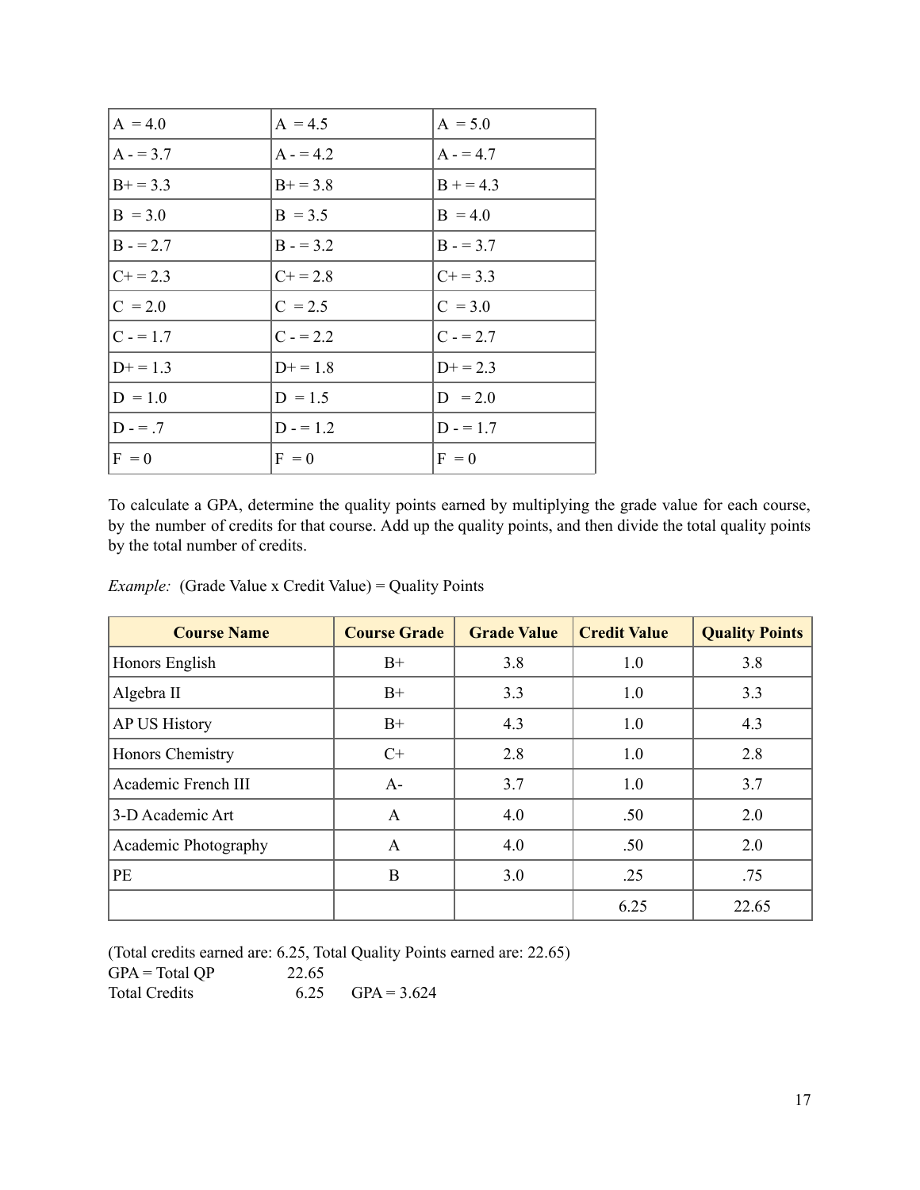| A  = 4.0 | A  = 4.5 | A  = 5.0 |
|---|---|---|
| A - = 3.7 | A - = 4.2 | A - = 4.7 |
| B+ = 3.3 | B+ = 3.8 | B + = 4.3 |
| B  = 3.0 | B  = 3.5 | B  = 4.0 |
| B - = 2.7 | B - = 3.2 | B - = 3.7 |
| C+ = 2.3 | C+ = 2.8 | C+ = 3.3 |
| C  = 2.0 | C  = 2.5 | C  = 3.0 |
| C - = 1.7 | C - = 2.2 | C - = 2.7 |
| D+ = 1.3 | D+ = 1.8 | D+ = 2.3 |
| D  = 1.0 | D  = 1.5 | D   = 2.0 |
| D - = .7 | D - = 1.2 | D - = 1.7 |
| F  = 0 | F  = 0 | F  = 0 |

To calculate a GPA, determine the quality points earned by multiplying the grade value for each course, by the number of credits for that course. Add up the quality points, and then divide the total quality points by the total number of credits.

*Example:* (Grade Value x Credit Value) = Quality Points

| Course Name | Course Grade | Grade Value | Credit Value | Quality Points |
|---|---|---|---|---|
| Honors English | B+ | 3.8 | 1.0 | 3.8 |
| Algebra II | B+ | 3.3 | 1.0 | 3.3 |
| AP US History | B+ | 4.3 | 1.0 | 4.3 |
| Honors Chemistry | C+ | 2.8 | 1.0 | 2.8 |
| Academic French III | A- | 3.7 | 1.0 | 3.7 |
| 3-D Academic Art | A | 4.0 | .50 | 2.0 |
| Academic Photography | A | 4.0 | .50 | 2.0 |
| PE | B | 3.0 | .25 | .75 |
| | | | 6.25 | 22.65 |

(Total credits earned are: 6.25, Total Quality Points earned are: 22.65)

GPA = Total QP          22.65

Total Credits          6.25     GPA = 3.624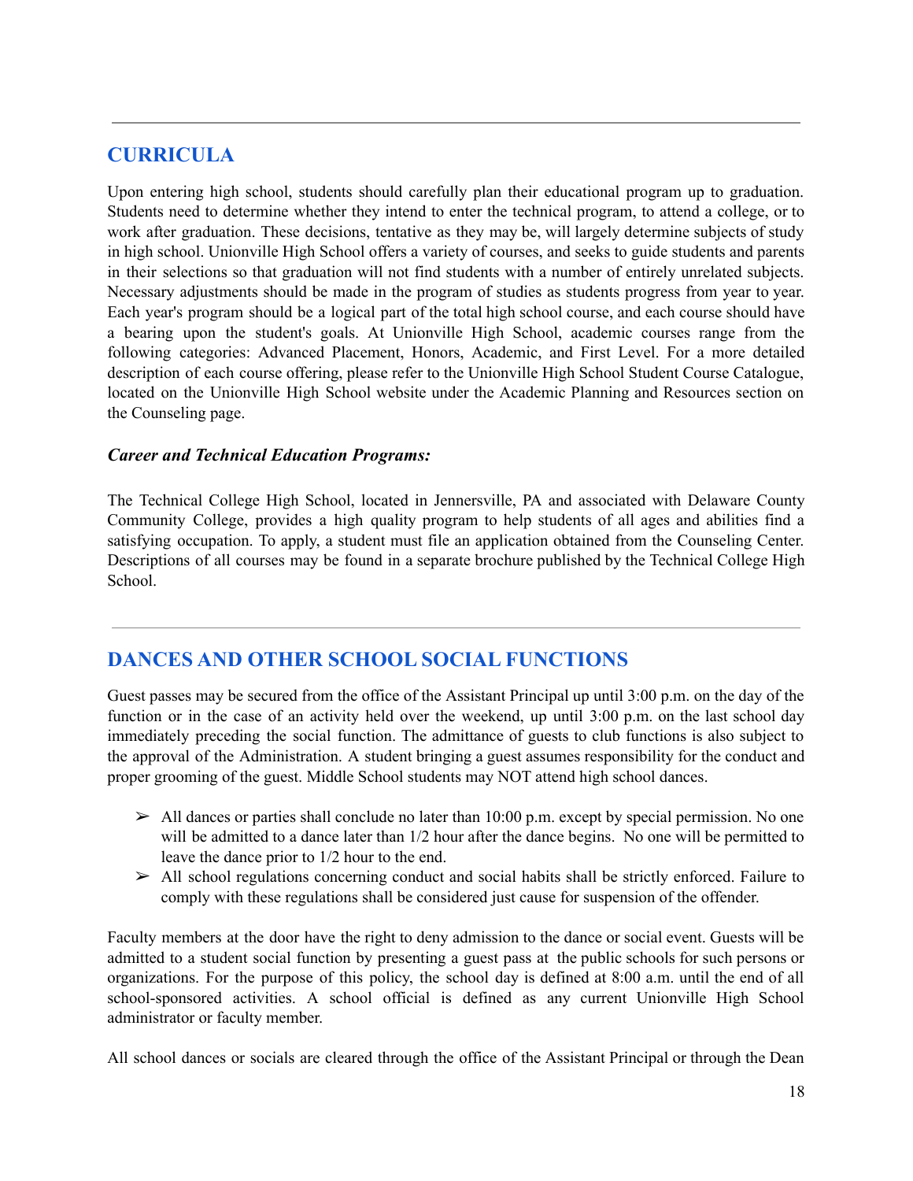## CURRICULA

Upon entering high school, students should carefully plan their educational program up to graduation. Students need to determine whether they intend to enter the technical program, to attend a college, or to work after graduation. These decisions, tentative as they may be, will largely determine subjects of study in high school. Unionville High School offers a variety of courses, and seeks to guide students and parents in their selections so that graduation will not find students with a number of entirely unrelated subjects. Necessary adjustments should be made in the program of studies as students progress from year to year. Each year's program should be a logical part of the total high school course, and each course should have a bearing upon the student's goals. At Unionville High School, academic courses range from the following categories: Advanced Placement, Honors, Academic, and First Level. For a more detailed description of each course offering, please refer to the Unionville High School Student Course Catalogue, located on the Unionville High School website under the Academic Planning and Resources section on the Counseling page.

***Career and Technical Education Programs:***

The Technical College High School, located in Jennersville, PA and associated with Delaware County Community College, provides a high quality program to help students of all ages and abilities find a satisfying occupation. To apply, a student must file an application obtained from the Counseling Center. Descriptions of all courses may be found in a separate brochure published by the Technical College High School.

## DANCES AND OTHER SCHOOL SOCIAL FUNCTIONS

Guest passes may be secured from the office of the Assistant Principal up until 3:00 p.m. on the day of the function or in the case of an activity held over the weekend, up until 3:00 p.m. on the last school day immediately preceding the social function. The admittance of guests to club functions is also subject to the approval of the Administration. A student bringing a guest assumes responsibility for the conduct and proper grooming of the guest. Middle School students may NOT attend high school dances.

- All dances or parties shall conclude no later than 10:00 p.m. except by special permission. No one will be admitted to a dance later than 1/2 hour after the dance begins. No one will be permitted to leave the dance prior to 1/2 hour to the end.
- All school regulations concerning conduct and social habits shall be strictly enforced. Failure to comply with these regulations shall be considered just cause for suspension of the offender.

Faculty members at the door have the right to deny admission to the dance or social event. Guests will be admitted to a student social function by presenting a guest pass at the public schools for such persons or organizations. For the purpose of this policy, the school day is defined at 8:00 a.m. until the end of all school-sponsored activities. A school official is defined as any current Unionville High School administrator or faculty member.

All school dances or socials are cleared through the office of the Assistant Principal or through the Dean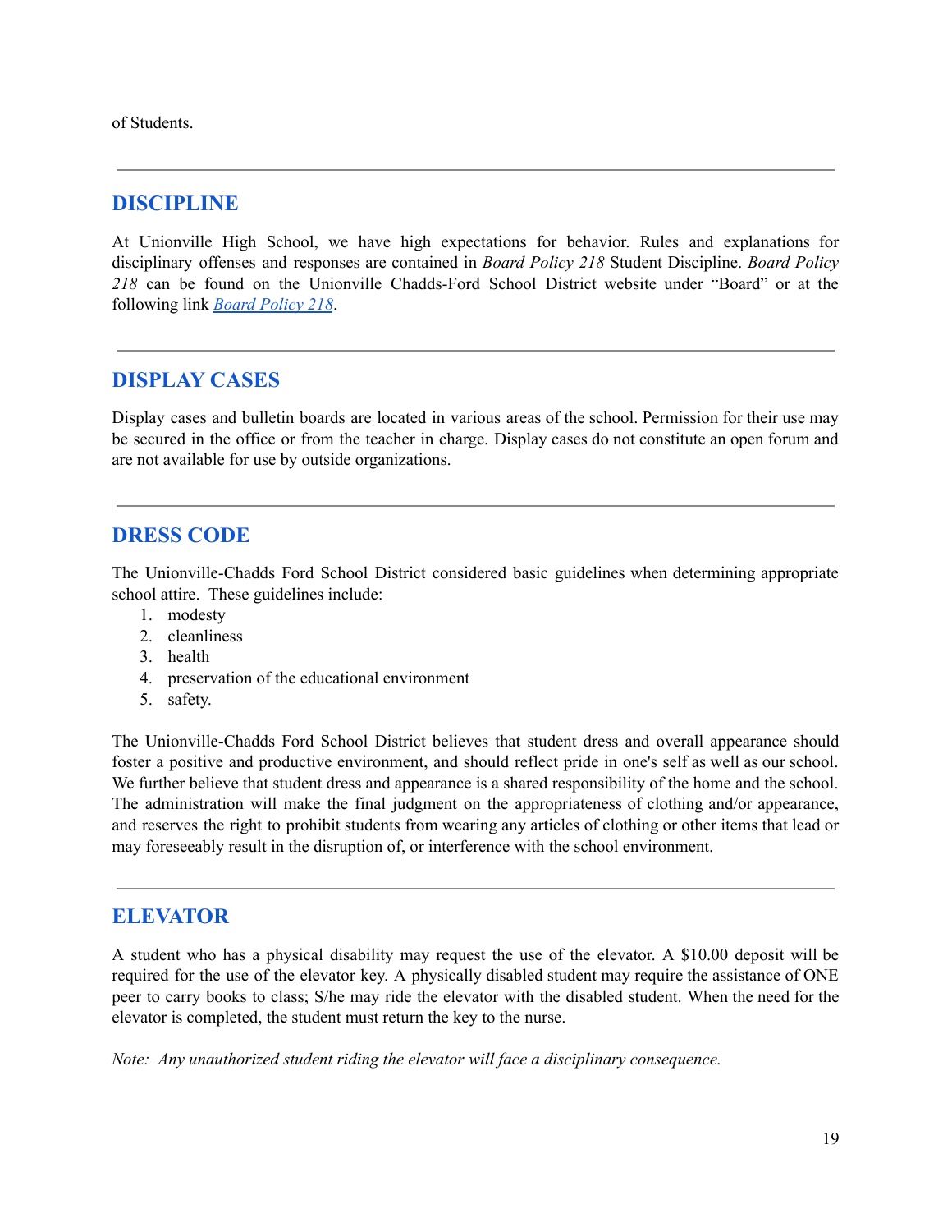of Students.

---

## DISCIPLINE

At Unionville High School, we have high expectations for behavior. Rules and explanations for disciplinary offenses and responses are contained in *Board Policy 218* Student Discipline. *Board Policy 218* can be found on the Unionville Chadds-Ford School District website under "Board" or at the following link [*Board Policy 218*].

---

## DISPLAY CASES

Display cases and bulletin boards are located in various areas of the school. Permission for their use may be secured in the office or from the teacher in charge. Display cases do not constitute an open forum and are not available for use by outside organizations.

---

## DRESS CODE

The Unionville-Chadds Ford School District considered basic guidelines when determining appropriate school attire. These guidelines include:

1. modesty
2. cleanliness
3. health
4. preservation of the educational environment
5. safety.

The Unionville-Chadds Ford School District believes that student dress and overall appearance should foster a positive and productive environment, and should reflect pride in one's self as well as our school. We further believe that student dress and appearance is a shared responsibility of the home and the school. The administration will make the final judgment on the appropriateness of clothing and/or appearance, and reserves the right to prohibit students from wearing any articles of clothing or other items that lead or may foreseeably result in the disruption of, or interference with the school environment.

---

## ELEVATOR

A student who has a physical disability may request the use of the elevator. A $10.00 deposit will be required for the use of the elevator key. A physically disabled student may require the assistance of ONE peer to carry books to class; S/he may ride the elevator with the disabled student. When the need for the elevator is completed, the student must return the key to the nurse.

*Note: Any unauthorized student riding the elevator will face a disciplinary consequence.*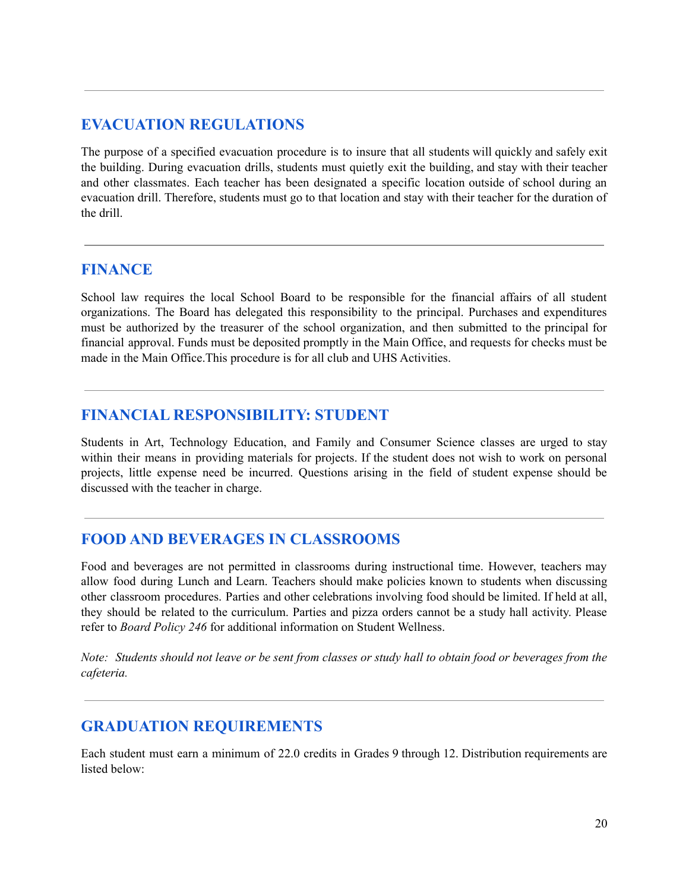## EVACUATION REGULATIONS

The purpose of a specified evacuation procedure is to insure that all students will quickly and safely exit the building. During evacuation drills, students must quietly exit the building, and stay with their teacher and other classmates. Each teacher has been designated a specific location outside of school during an evacuation drill. Therefore, students must go to that location and stay with their teacher for the duration of the drill.

---

## FINANCE

School law requires the local School Board to be responsible for the financial affairs of all student organizations. The Board has delegated this responsibility to the principal. Purchases and expenditures must be authorized by the treasurer of the school organization, and then submitted to the principal for financial approval. Funds must be deposited promptly in the Main Office, and requests for checks must be made in the Main Office.This procedure is for all club and UHS Activities.

---

## FINANCIAL RESPONSIBILITY: STUDENT

Students in Art, Technology Education, and Family and Consumer Science classes are urged to stay within their means in providing materials for projects. If the student does not wish to work on personal projects, little expense need be incurred. Questions arising in the field of student expense should be discussed with the teacher in charge.

---

## FOOD AND BEVERAGES IN CLASSROOMS

Food and beverages are not permitted in classrooms during instructional time. However, teachers may allow food during Lunch and Learn. Teachers should make policies known to students when discussing other classroom procedures. Parties and other celebrations involving food should be limited. If held at all, they should be related to the curriculum. Parties and pizza orders cannot be a study hall activity. Please refer to *Board Policy 246* for additional information on Student Wellness.

*Note: Students should not leave or be sent from classes or study hall to obtain food or beverages from the cafeteria.*

---

## GRADUATION REQUIREMENTS

Each student must earn a minimum of 22.0 credits in Grades 9 through 12. Distribution requirements are listed below: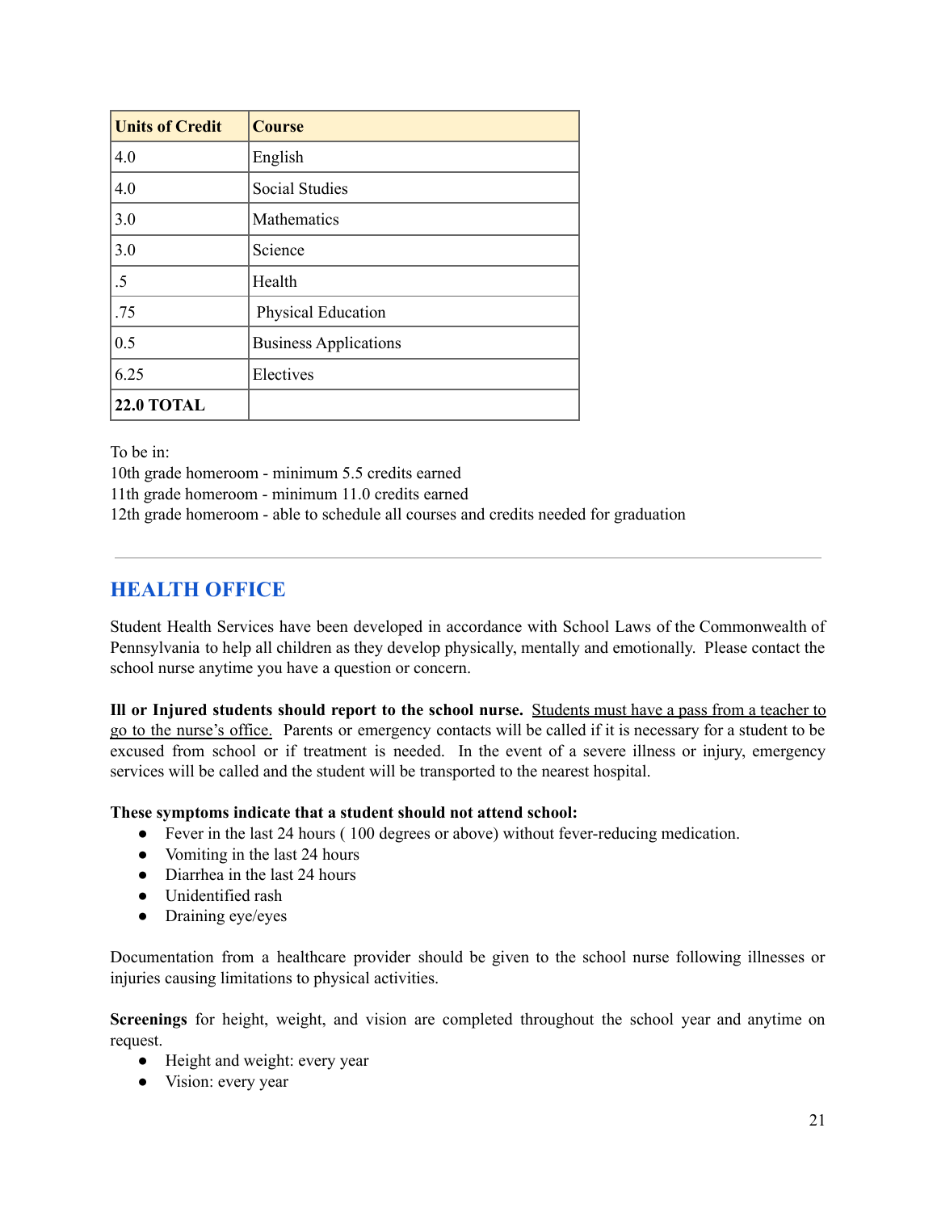| Units of Credit | Course |
|---|---|
| 4.0 | English |
| 4.0 | Social Studies |
| 3.0 | Mathematics |
| 3.0 | Science |
| .5 | Health |
| .75 | Physical Education |
| 0.5 | Business Applications |
| 6.25 | Electives |
| **22.0 TOTAL** | |

To be in:
10th grade homeroom - minimum 5.5 credits earned
11th grade homeroom - minimum 11.0 credits earned
12th grade homeroom - able to schedule all courses and credits needed for graduation

---

## HEALTH OFFICE

Student Health Services have been developed in accordance with School Laws of the Commonwealth of Pennsylvania to help all children as they develop physically, mentally and emotionally. Please contact the school nurse anytime you have a question or concern.

**Ill or Injured students should report to the school nurse.** Students must have a pass from a teacher to go to the nurse's office. Parents or emergency contacts will be called if it is necessary for a student to be excused from school or if treatment is needed. In the event of a severe illness or injury, emergency services will be called and the student will be transported to the nearest hospital.

**These symptoms indicate that a student should not attend school:**

- Fever in the last 24 hours ( 100 degrees or above) without fever-reducing medication.
- Vomiting in the last 24 hours
- Diarrhea in the last 24 hours
- Unidentified rash
- Draining eye/eyes

Documentation from a healthcare provider should be given to the school nurse following illnesses or injuries causing limitations to physical activities.

**Screenings** for height, weight, and vision are completed throughout the school year and anytime on request.

- Height and weight: every year
- Vision: every year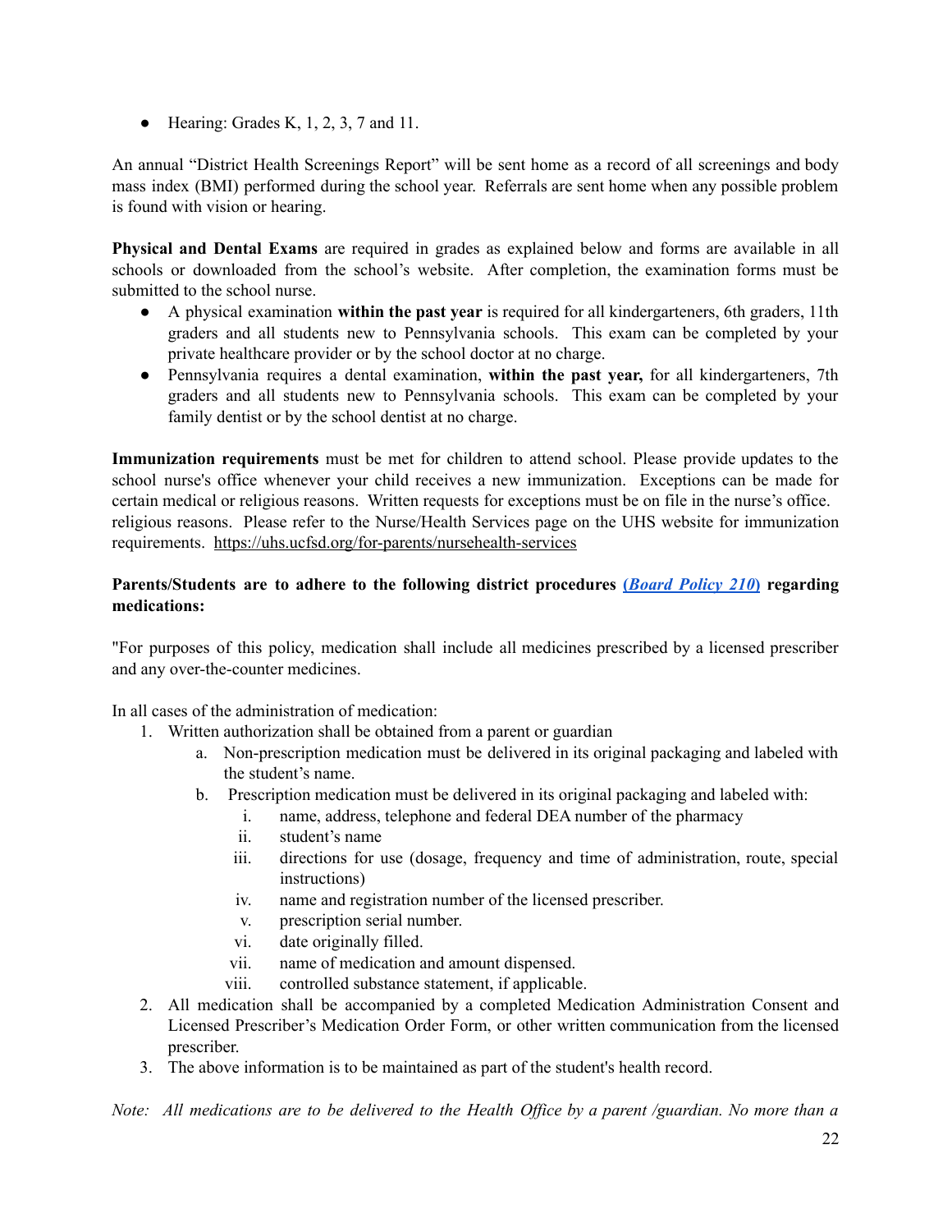- Hearing: Grades K, 1, 2, 3, 7 and 11.

An annual "District Health Screenings Report" will be sent home as a record of all screenings and body mass index (BMI) performed during the school year. Referrals are sent home when any possible problem is found with vision or hearing.

**Physical and Dental Exams** are required in grades as explained below and forms are available in all schools or downloaded from the school's website. After completion, the examination forms must be submitted to the school nurse.

- A physical examination **within the past year** is required for all kindergarteners, 6th graders, 11th graders and all students new to Pennsylvania schools. This exam can be completed by your private healthcare provider or by the school doctor at no charge.
- Pennsylvania requires a dental examination, **within the past year,** for all kindergarteners, 7th graders and all students new to Pennsylvania schools. This exam can be completed by your family dentist or by the school dentist at no charge.

**Immunization requirements** must be met for children to attend school. Please provide updates to the school nurse's office whenever your child receives a new immunization. Exceptions can be made for certain medical or religious reasons. Written requests for exceptions must be on file in the nurse's office. religious reasons. Please refer to the Nurse/Health Services page on the UHS website for immunization requirements. https://uhs.ucfsd.org/for-parents/nursehealth-services

**Parents/Students are to adhere to the following district procedures (*Board Policy 210*) regarding medications:**

"For purposes of this policy, medication shall include all medicines prescribed by a licensed prescriber and any over-the-counter medicines.

In all cases of the administration of medication:

1. Written authorization shall be obtained from a parent or guardian
   a. Non-prescription medication must be delivered in its original packaging and labeled with the student's name.
   b. Prescription medication must be delivered in its original packaging and labeled with:
      i. name, address, telephone and federal DEA number of the pharmacy
      ii. student's name
      iii. directions for use (dosage, frequency and time of administration, route, special instructions)
      iv. name and registration number of the licensed prescriber.
      v. prescription serial number.
      vi. date originally filled.
      vii. name of medication and amount dispensed.
      viii. controlled substance statement, if applicable.
2. All medication shall be accompanied by a completed Medication Administration Consent and Licensed Prescriber's Medication Order Form, or other written communication from the licensed prescriber.
3. The above information is to be maintained as part of the student's health record.

*Note: All medications are to be delivered to the Health Office by a parent /guardian. No more than a*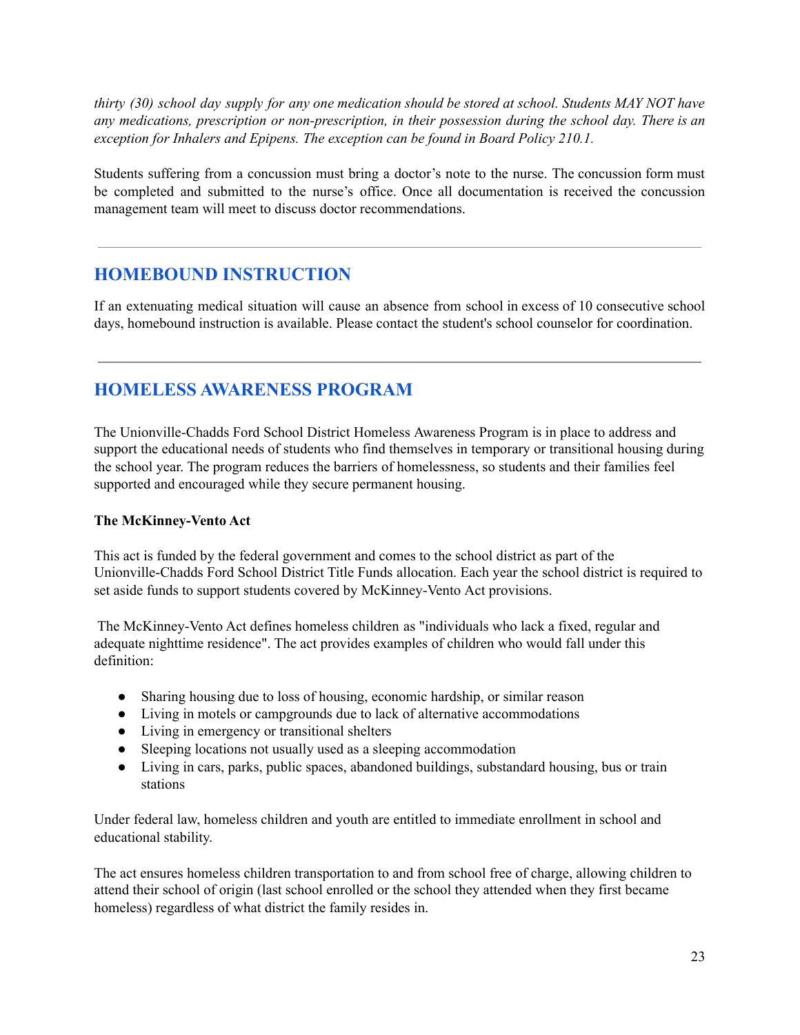*thirty (30) school day supply for any one medication should be stored at school. Students MAY NOT have any medications, prescription or non-prescription, in their possession during the school day. There is an exception for Inhalers and Epipens. The exception can be found in Board Policy 210.1.*

Students suffering from a concussion must bring a doctor's note to the nurse. The concussion form must be completed and submitted to the nurse's office. Once all documentation is received the concussion management team will meet to discuss doctor recommendations.

---

## HOMEBOUND INSTRUCTION

If an extenuating medical situation will cause an absence from school in excess of 10 consecutive school days, homebound instruction is available. Please contact the student's school counselor for coordination.

---

## HOMELESS AWARENESS PROGRAM

The Unionville-Chadds Ford School District Homeless Awareness Program is in place to address and support the educational needs of students who find themselves in temporary or transitional housing during the school year. The program reduces the barriers of homelessness, so students and their families feel supported and encouraged while they secure permanent housing.

**The McKinney-Vento Act**

This act is funded by the federal government and comes to the school district as part of the Unionville-Chadds Ford School District Title Funds allocation. Each year the school district is required to set aside funds to support students covered by McKinney-Vento Act provisions.

The McKinney-Vento Act defines homeless children as "individuals who lack a fixed, regular and adequate nighttime residence". The act provides examples of children who would fall under this definition:

- Sharing housing due to loss of housing, economic hardship, or similar reason
- Living in motels or campgrounds due to lack of alternative accommodations
- Living in emergency or transitional shelters
- Sleeping locations not usually used as a sleeping accommodation
- Living in cars, parks, public spaces, abandoned buildings, substandard housing, bus or train stations

Under federal law, homeless children and youth are entitled to immediate enrollment in school and educational stability.

The act ensures homeless children transportation to and from school free of charge, allowing children to attend their school of origin (last school enrolled or the school they attended when they first became homeless) regardless of what district the family resides in.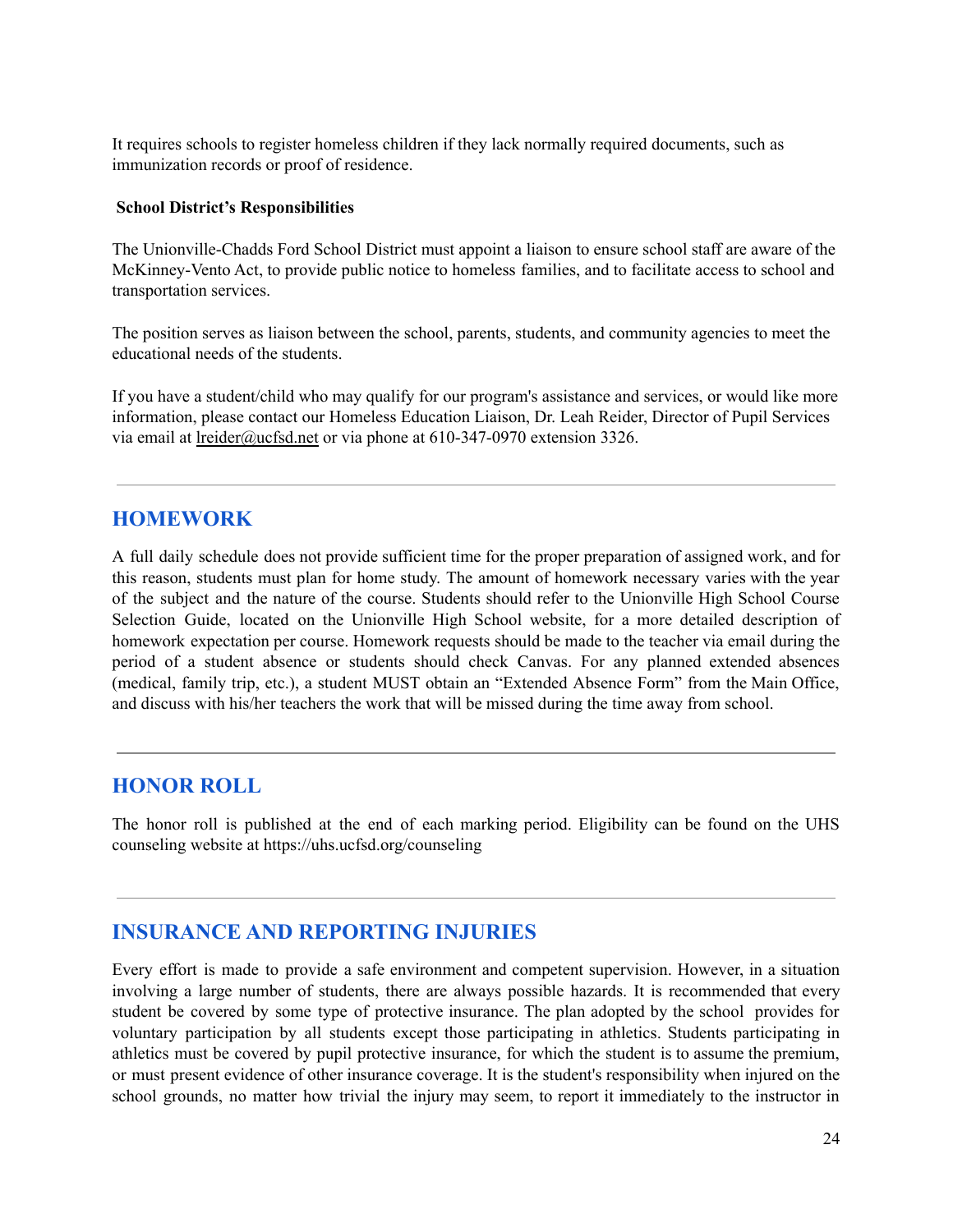It requires schools to register homeless children if they lack normally required documents, such as immunization records or proof of residence.

**School District's Responsibilities**

The Unionville-Chadds Ford School District must appoint a liaison to ensure school staff are aware of the McKinney-Vento Act, to provide public notice to homeless families, and to facilitate access to school and transportation services.

The position serves as liaison between the school, parents, students, and community agencies to meet the educational needs of the students.

If you have a student/child who may qualify for our program's assistance and services, or would like more information, please contact our Homeless Education Liaison, Dr. Leah Reider, Director of Pupil Services via email at lreider@ucfsd.net or via phone at 610-347-0970 extension 3326.

---

## HOMEWORK

A full daily schedule does not provide sufficient time for the proper preparation of assigned work, and for this reason, students must plan for home study. The amount of homework necessary varies with the year of the subject and the nature of the course. Students should refer to the Unionville High School Course Selection Guide, located on the Unionville High School website, for a more detailed description of homework expectation per course. Homework requests should be made to the teacher via email during the period of a student absence or students should check Canvas. For any planned extended absences (medical, family trip, etc.), a student MUST obtain an "Extended Absence Form" from the Main Office, and discuss with his/her teachers the work that will be missed during the time away from school.

---

## HONOR ROLL

The honor roll is published at the end of each marking period. Eligibility can be found on the UHS counseling website at https://uhs.ucfsd.org/counseling

---

## INSURANCE AND REPORTING INJURIES

Every effort is made to provide a safe environment and competent supervision. However, in a situation involving a large number of students, there are always possible hazards. It is recommended that every student be covered by some type of protective insurance. The plan adopted by the school provides for voluntary participation by all students except those participating in athletics. Students participating in athletics must be covered by pupil protective insurance, for which the student is to assume the premium, or must present evidence of other insurance coverage. It is the student's responsibility when injured on the school grounds, no matter how trivial the injury may seem, to report it immediately to the instructor in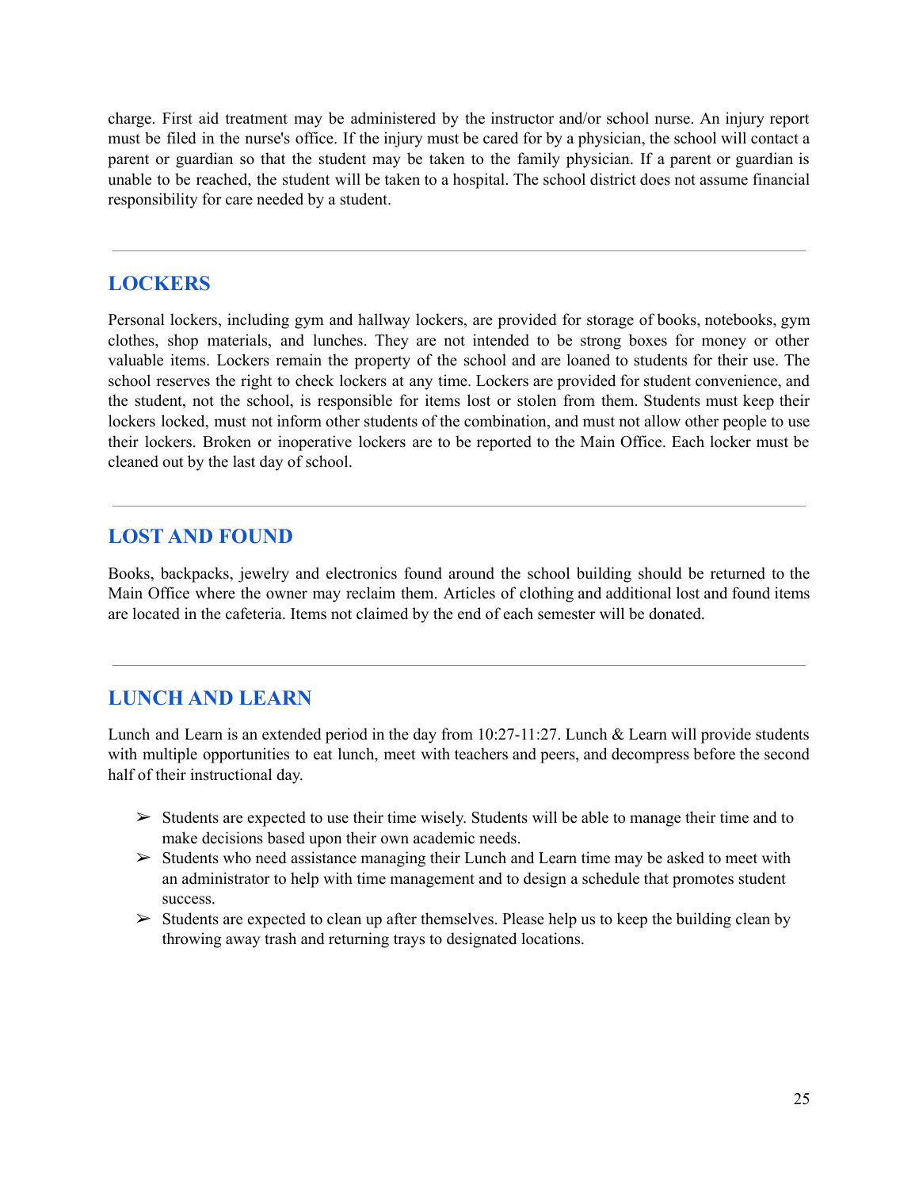charge. First aid treatment may be administered by the instructor and/or school nurse. An injury report must be filed in the nurse's office. If the injury must be cared for by a physician, the school will contact a parent or guardian so that the student may be taken to the family physician. If a parent or guardian is unable to be reached, the student will be taken to a hospital. The school district does not assume financial responsibility for care needed by a student.

---

## LOCKERS

Personal lockers, including gym and hallway lockers, are provided for storage of books, notebooks, gym clothes, shop materials, and lunches. They are not intended to be strong boxes for money or other valuable items. Lockers remain the property of the school and are loaned to students for their use. The school reserves the right to check lockers at any time. Lockers are provided for student convenience, and the student, not the school, is responsible for items lost or stolen from them. Students must keep their lockers locked, must not inform other students of the combination, and must not allow other people to use their lockers. Broken or inoperative lockers are to be reported to the Main Office. Each locker must be cleaned out by the last day of school.

---

## LOST AND FOUND

Books, backpacks, jewelry and electronics found around the school building should be returned to the Main Office where the owner may reclaim them. Articles of clothing and additional lost and found items are located in the cafeteria. Items not claimed by the end of each semester will be donated.

---

## LUNCH AND LEARN

Lunch and Learn is an extended period in the day from 10:27-11:27. Lunch & Learn will provide students with multiple opportunities to eat lunch, meet with teachers and peers, and decompress before the second half of their instructional day.

- Students are expected to use their time wisely. Students will be able to manage their time and to make decisions based upon their own academic needs.
- Students who need assistance managing their Lunch and Learn time may be asked to meet with an administrator to help with time management and to design a schedule that promotes student success.
- Students are expected to clean up after themselves. Please help us to keep the building clean by throwing away trash and returning trays to designated locations.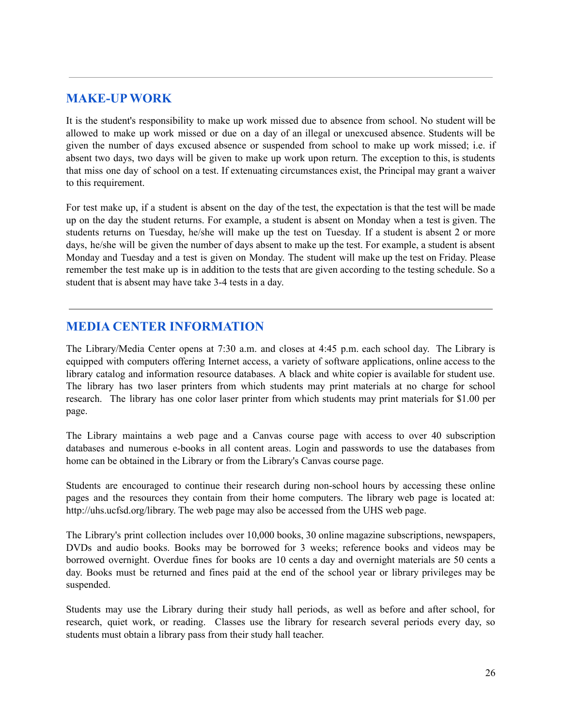## MAKE-UP WORK

It is the student's responsibility to make up work missed due to absence from school. No student will be allowed to make up work missed or due on a day of an illegal or unexcused absence. Students will be given the number of days excused absence or suspended from school to make up work missed; i.e. if absent two days, two days will be given to make up work upon return. The exception to this, is students that miss one day of school on a test. If extenuating circumstances exist, the Principal may grant a waiver to this requirement.

For test make up, if a student is absent on the day of the test, the expectation is that the test will be made up on the day the student returns. For example, a student is absent on Monday when a test is given. The students returns on Tuesday, he/she will make up the test on Tuesday. If a student is absent 2 or more days, he/she will be given the number of days absent to make up the test. For example, a student is absent Monday and Tuesday and a test is given on Monday. The student will make up the test on Friday. Please remember the test make up is in addition to the tests that are given according to the testing schedule. So a student that is absent may have take 3-4 tests in a day.

## MEDIA CENTER INFORMATION

The Library/Media Center opens at 7:30 a.m. and closes at 4:45 p.m. each school day. The Library is equipped with computers offering Internet access, a variety of software applications, online access to the library catalog and information resource databases. A black and white copier is available for student use. The library has two laser printers from which students may print materials at no charge for school research. The library has one color laser printer from which students may print materials for $1.00 per page.

The Library maintains a web page and a Canvas course page with access to over 40 subscription databases and numerous e-books in all content areas. Login and passwords to use the databases from home can be obtained in the Library or from the Library's Canvas course page.

Students are encouraged to continue their research during non-school hours by accessing these online pages and the resources they contain from their home computers. The library web page is located at: http://uhs.ucfsd.org/library. The web page may also be accessed from the UHS web page.

The Library's print collection includes over 10,000 books, 30 online magazine subscriptions, newspapers, DVDs and audio books. Books may be borrowed for 3 weeks; reference books and videos may be borrowed overnight. Overdue fines for books are 10 cents a day and overnight materials are 50 cents a day. Books must be returned and fines paid at the end of the school year or library privileges may be suspended.

Students may use the Library during their study hall periods, as well as before and after school, for research, quiet work, or reading. Classes use the library for research several periods every day, so students must obtain a library pass from their study hall teacher.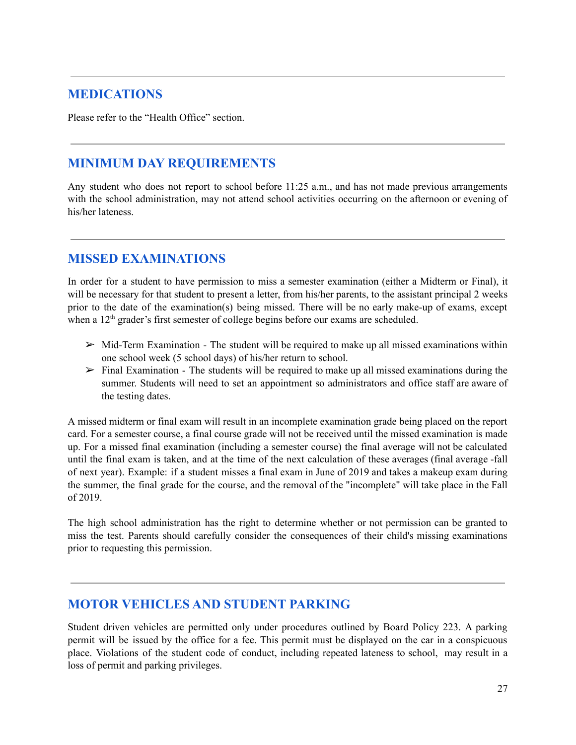## MEDICATIONS

Please refer to the "Health Office" section.

## MINIMUM DAY REQUIREMENTS

Any student who does not report to school before 11:25 a.m., and has not made previous arrangements with the school administration, may not attend school activities occurring on the afternoon or evening of his/her lateness.

## MISSED EXAMINATIONS

In order for a student to have permission to miss a semester examination (either a Midterm or Final), it will be necessary for that student to present a letter, from his/her parents, to the assistant principal 2 weeks prior to the date of the examination(s) being missed. There will be no early make-up of exams, except when a 12th grader's first semester of college begins before our exams are scheduled.

- Mid-Term Examination - The student will be required to make up all missed examinations within one school week (5 school days) of his/her return to school.
- Final Examination - The students will be required to make up all missed examinations during the summer. Students will need to set an appointment so administrators and office staff are aware of the testing dates.

A missed midterm or final exam will result in an incomplete examination grade being placed on the report card. For a semester course, a final course grade will not be received until the missed examination is made up. For a missed final examination (including a semester course) the final average will not be calculated until the final exam is taken, and at the time of the next calculation of these averages (final average -fall of next year). Example: if a student misses a final exam in June of 2019 and takes a makeup exam during the summer, the final grade for the course, and the removal of the "incomplete" will take place in the Fall of 2019.

The high school administration has the right to determine whether or not permission can be granted to miss the test. Parents should carefully consider the consequences of their child's missing examinations prior to requesting this permission.

## MOTOR VEHICLES AND STUDENT PARKING

Student driven vehicles are permitted only under procedures outlined by Board Policy 223. A parking permit will be issued by the office for a fee. This permit must be displayed on the car in a conspicuous place. Violations of the student code of conduct, including repeated lateness to school, may result in a loss of permit and parking privileges.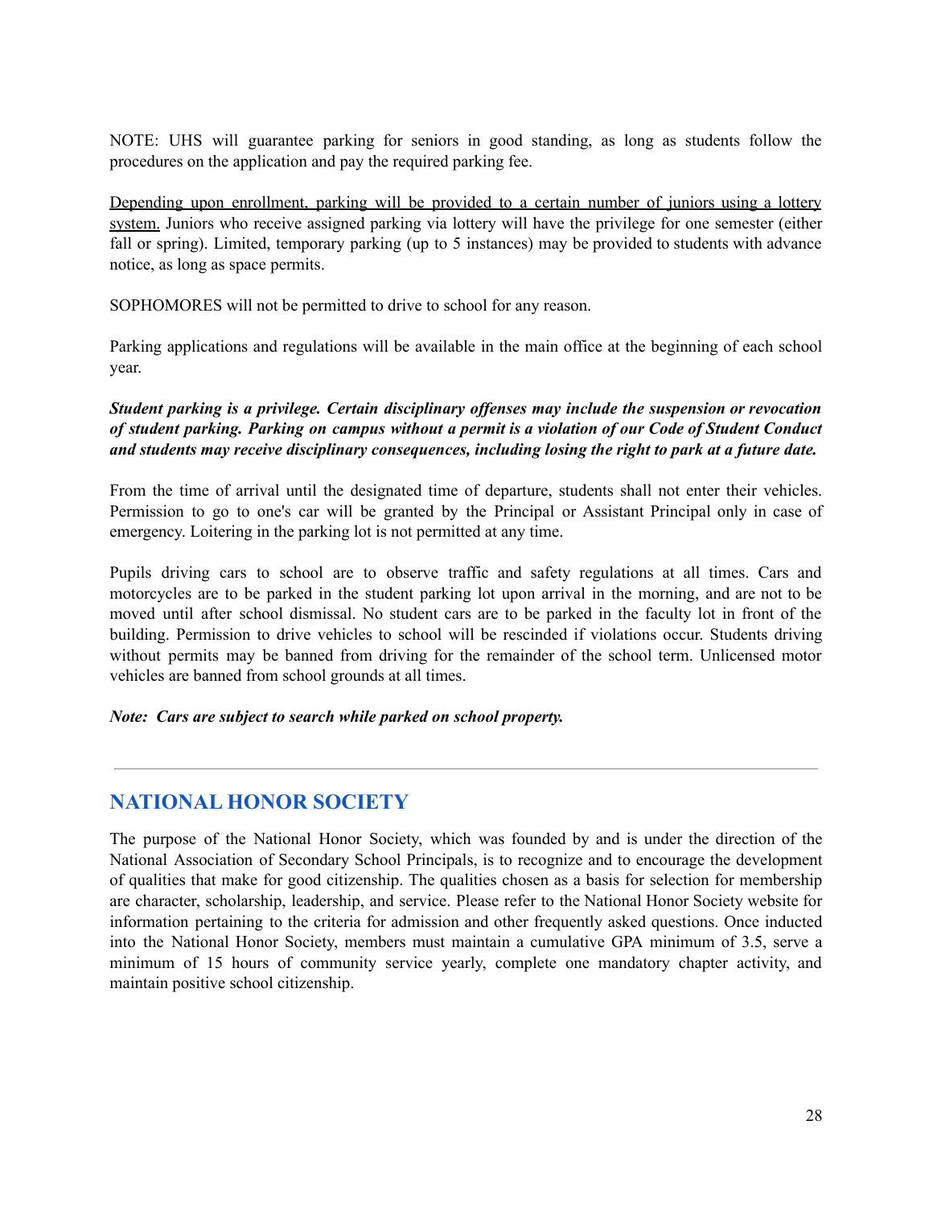NOTE: UHS will guarantee parking for seniors in good standing, as long as students follow the procedures on the application and pay the required parking fee.

<u>Depending upon enrollment, parking will be provided to a certain number of juniors using a lottery system.</u> Juniors who receive assigned parking via lottery will have the privilege for one semester (either fall or spring). Limited, temporary parking (up to 5 instances) may be provided to students with advance notice, as long as space permits.

SOPHOMORES will not be permitted to drive to school for any reason.

Parking applications and regulations will be available in the main office at the beginning of each school year.

***Student parking is a privilege. Certain disciplinary offenses may include the suspension or revocation of student parking. Parking on campus without a permit is a violation of our Code of Student Conduct and students may receive disciplinary consequences, including losing the right to park at a future date.***

From the time of arrival until the designated time of departure, students shall not enter their vehicles. Permission to go to one's car will be granted by the Principal or Assistant Principal only in case of emergency. Loitering in the parking lot is not permitted at any time.

Pupils driving cars to school are to observe traffic and safety regulations at all times. Cars and motorcycles are to be parked in the student parking lot upon arrival in the morning, and are not to be moved until after school dismissal. No student cars are to be parked in the faculty lot in front of the building. Permission to drive vehicles to school will be rescinded if violations occur. Students driving without permits may be banned from driving for the remainder of the school term. Unlicensed motor vehicles are banned from school grounds at all times.

***Note: Cars are subject to search while parked on school property.***

---

## NATIONAL HONOR SOCIETY

The purpose of the National Honor Society, which was founded by and is under the direction of the National Association of Secondary School Principals, is to recognize and to encourage the development of qualities that make for good citizenship. The qualities chosen as a basis for selection for membership are character, scholarship, leadership, and service. Please refer to the National Honor Society website for information pertaining to the criteria for admission and other frequently asked questions. Once inducted into the National Honor Society, members must maintain a cumulative GPA minimum of 3.5, serve a minimum of 15 hours of community service yearly, complete one mandatory chapter activity, and maintain positive school citizenship.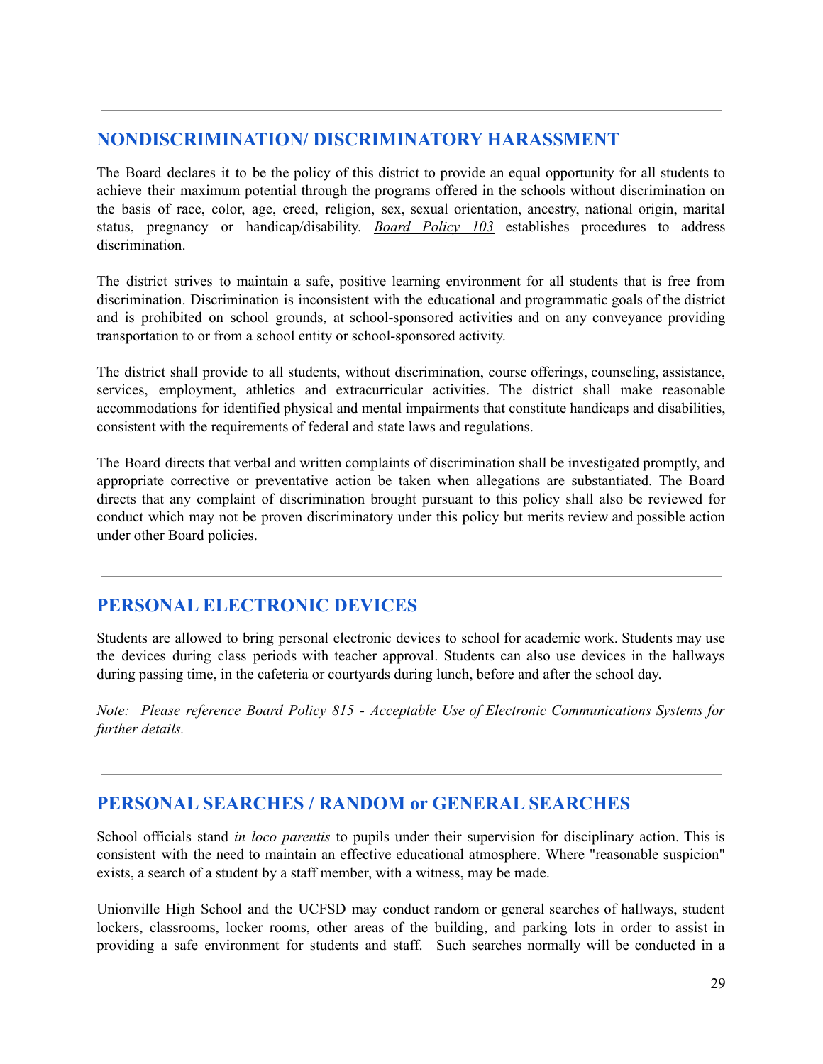## NONDISCRIMINATION/ DISCRIMINATORY HARASSMENT

The Board declares it to be the policy of this district to provide an equal opportunity for all students to achieve their maximum potential through the programs offered in the schools without discrimination on the basis of race, color, age, creed, religion, sex, sexual orientation, ancestry, national origin, marital status, pregnancy or handicap/disability. ***Board Policy 103*** establishes procedures to address discrimination.

The district strives to maintain a safe, positive learning environment for all students that is free from discrimination. Discrimination is inconsistent with the educational and programmatic goals of the district and is prohibited on school grounds, at school-sponsored activities and on any conveyance providing transportation to or from a school entity or school-sponsored activity.

The district shall provide to all students, without discrimination, course offerings, counseling, assistance, services, employment, athletics and extracurricular activities. The district shall make reasonable accommodations for identified physical and mental impairments that constitute handicaps and disabilities, consistent with the requirements of federal and state laws and regulations.

The Board directs that verbal and written complaints of discrimination shall be investigated promptly, and appropriate corrective or preventative action be taken when allegations are substantiated. The Board directs that any complaint of discrimination brought pursuant to this policy shall also be reviewed for conduct which may not be proven discriminatory under this policy but merits review and possible action under other Board policies.

## PERSONAL ELECTRONIC DEVICES

Students are allowed to bring personal electronic devices to school for academic work. Students may use the devices during class periods with teacher approval. Students can also use devices in the hallways during passing time, in the cafeteria or courtyards during lunch, before and after the school day.

*Note: Please reference Board Policy 815 - Acceptable Use of Electronic Communications Systems for further details.*

## PERSONAL SEARCHES / RANDOM or GENERAL SEARCHES

School officials stand *in loco parentis* to pupils under their supervision for disciplinary action. This is consistent with the need to maintain an effective educational atmosphere. Where "reasonable suspicion" exists, a search of a student by a staff member, with a witness, may be made.

Unionville High School and the UCFSD may conduct random or general searches of hallways, student lockers, classrooms, locker rooms, other areas of the building, and parking lots in order to assist in providing a safe environment for students and staff. Such searches normally will be conducted in a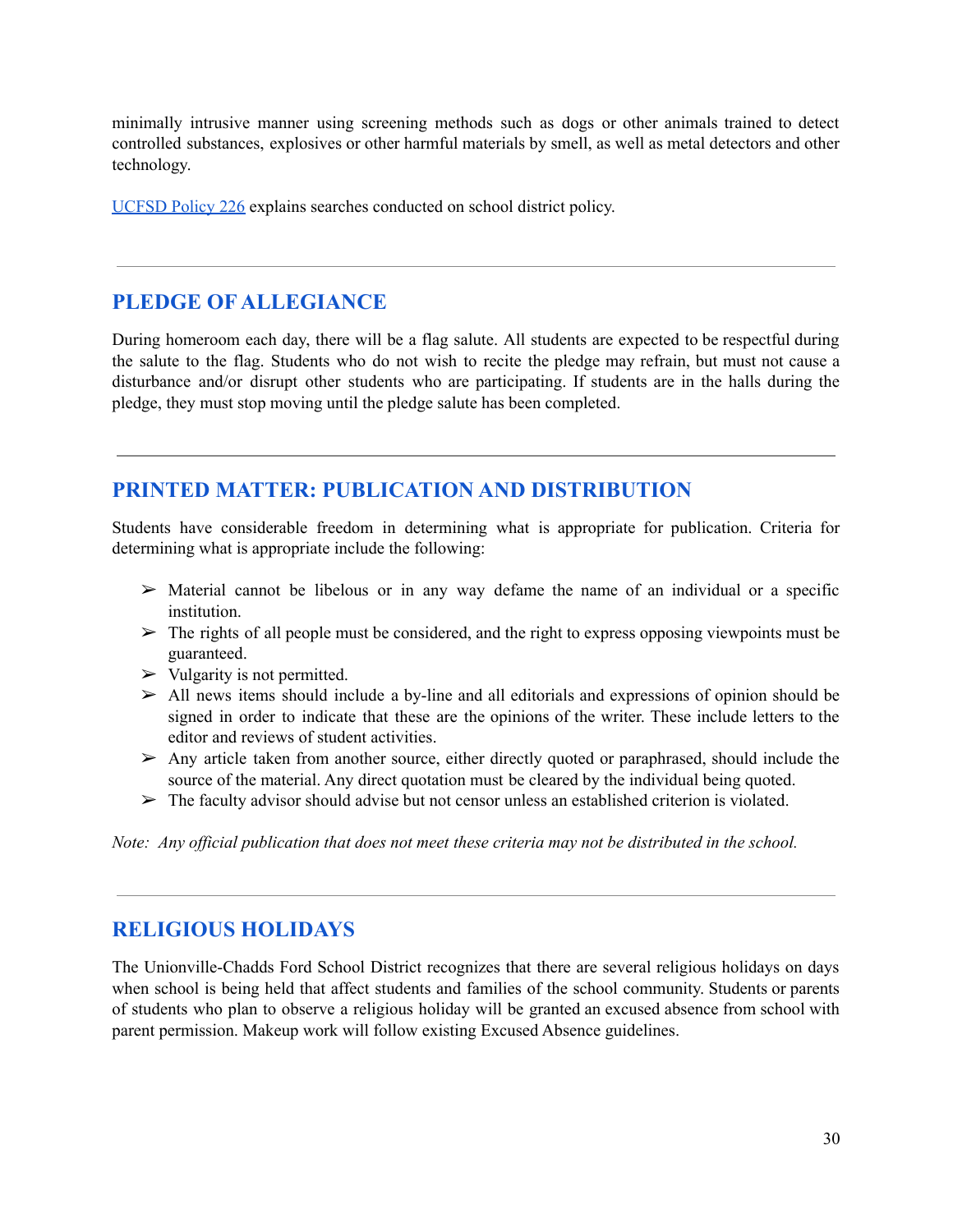minimally intrusive manner using screening methods such as dogs or other animals trained to detect controlled substances, explosives or other harmful materials by smell, as well as metal detectors and other technology.

[UCFSD Policy 226](#) explains searches conducted on school district policy.

---

## PLEDGE OF ALLEGIANCE

During homeroom each day, there will be a flag salute. All students are expected to be respectful during the salute to the flag. Students who do not wish to recite the pledge may refrain, but must not cause a disturbance and/or disrupt other students who are participating. If students are in the halls during the pledge, they must stop moving until the pledge salute has been completed.

---

## PRINTED MATTER: PUBLICATION AND DISTRIBUTION

Students have considerable freedom in determining what is appropriate for publication. Criteria for determining what is appropriate include the following:

- Material cannot be libelous or in any way defame the name of an individual or a specific institution.
- The rights of all people must be considered, and the right to express opposing viewpoints must be guaranteed.
- Vulgarity is not permitted.
- All news items should include a by-line and all editorials and expressions of opinion should be signed in order to indicate that these are the opinions of the writer. These include letters to the editor and reviews of student activities.
- Any article taken from another source, either directly quoted or paraphrased, should include the source of the material. Any direct quotation must be cleared by the individual being quoted.
- The faculty advisor should advise but not censor unless an established criterion is violated.

*Note: Any official publication that does not meet these criteria may not be distributed in the school.*

---

## RELIGIOUS HOLIDAYS

The Unionville-Chadds Ford School District recognizes that there are several religious holidays on days when school is being held that affect students and families of the school community. Students or parents of students who plan to observe a religious holiday will be granted an excused absence from school with parent permission. Makeup work will follow existing Excused Absence guidelines.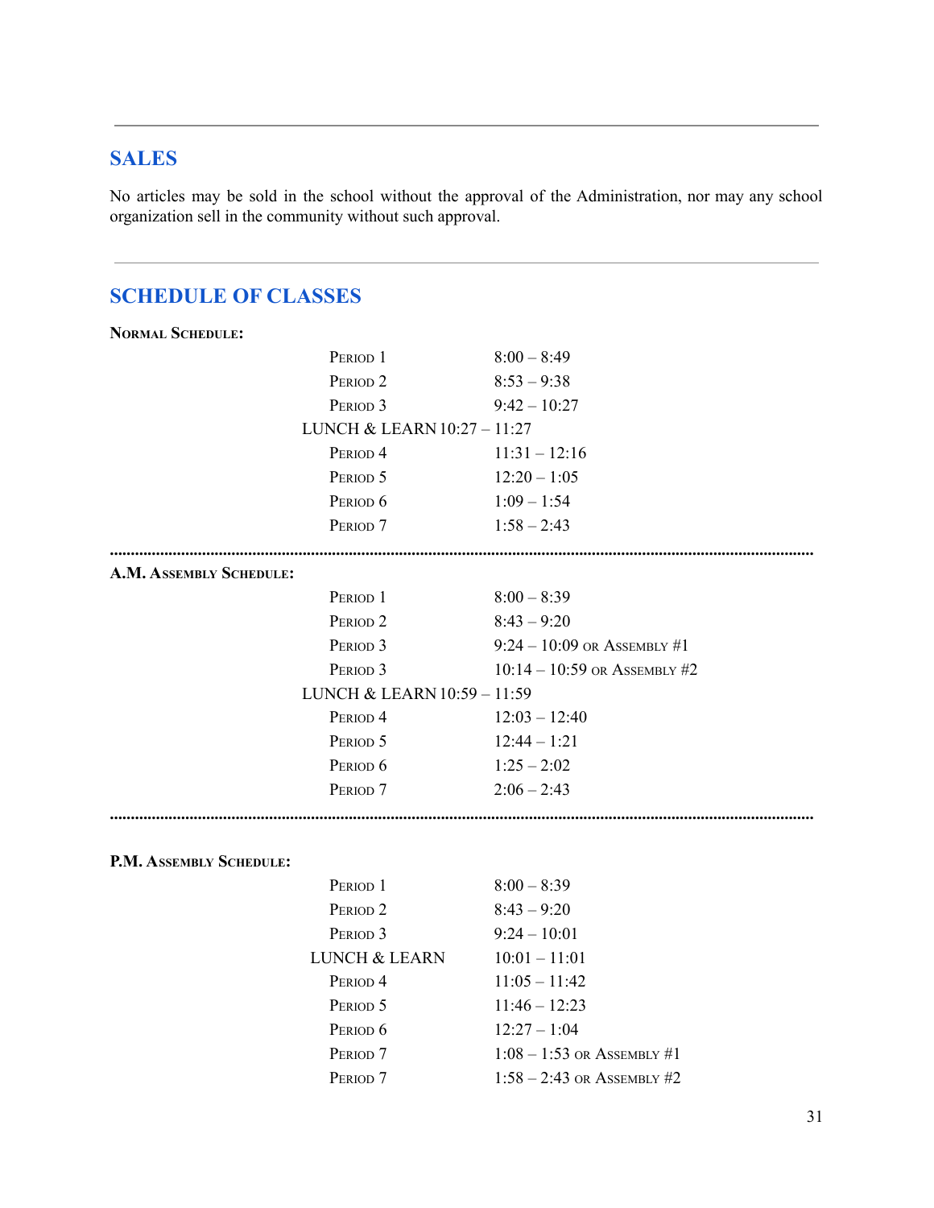## SALES

No articles may be sold in the school without the approval of the Administration, nor may any school organization sell in the community without such approval.

## SCHEDULE OF CLASSES

**NORMAL SCHEDULE:**

| | |
|---|---|
| PERIOD 1 | 8:00 – 8:49 |
| PERIOD 2 | 8:53 – 9:38 |
| PERIOD 3 | 9:42 – 10:27 |
| LUNCH & LEARN | 10:27 – 11:27 |
| PERIOD 4 | 11:31 – 12:16 |
| PERIOD 5 | 12:20 – 1:05 |
| PERIOD 6 | 1:09 – 1:54 |
| PERIOD 7 | 1:58 – 2:43 |

**A.M. ASSEMBLY SCHEDULE:**

| | |
|---|---|
| PERIOD 1 | 8:00 – 8:39 |
| PERIOD 2 | 8:43 – 9:20 |
| PERIOD 3 | 9:24 – 10:09 OR ASSEMBLY #1 |
| PERIOD 3 | 10:14 – 10:59 OR ASSEMBLY #2 |
| LUNCH & LEARN | 10:59 – 11:59 |
| PERIOD 4 | 12:03 – 12:40 |
| PERIOD 5 | 12:44 – 1:21 |
| PERIOD 6 | 1:25 – 2:02 |
| PERIOD 7 | 2:06 – 2:43 |

**P.M. ASSEMBLY SCHEDULE:**

| | |
|---|---|
| PERIOD 1 | 8:00 – 8:39 |
| PERIOD 2 | 8:43 – 9:20 |
| PERIOD 3 | 9:24 – 10:01 |
| LUNCH & LEARN | 10:01 – 11:01 |
| PERIOD 4 | 11:05 – 11:42 |
| PERIOD 5 | 11:46 – 12:23 |
| PERIOD 6 | 12:27 – 1:04 |
| PERIOD 7 | 1:08 – 1:53 OR ASSEMBLY #1 |
| PERIOD 7 | 1:58 – 2:43 OR ASSEMBLY #2 |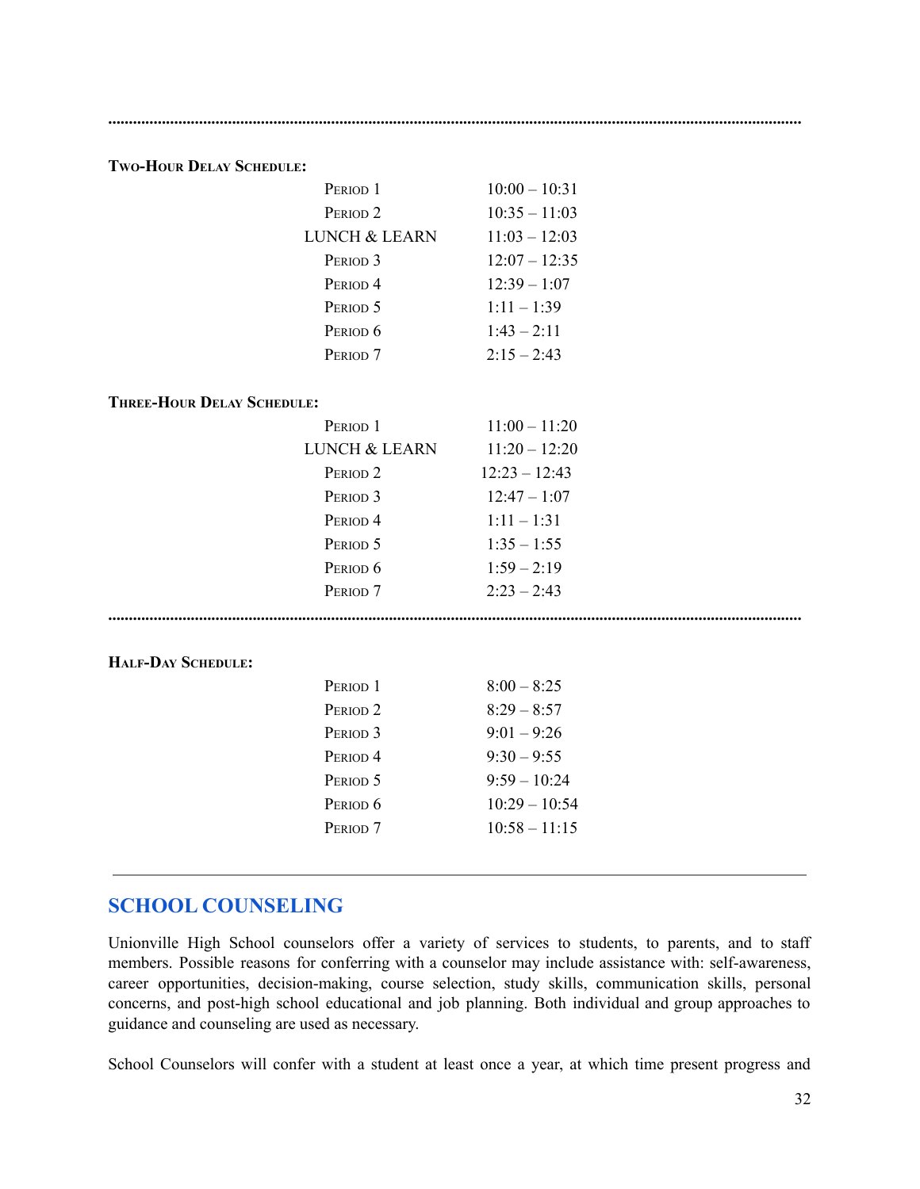**Two-Hour Delay Schedule:**

| | |
|---|---|
| Period 1 | 10:00 – 10:31 |
| Period 2 | 10:35 – 11:03 |
| LUNCH & LEARN | 11:03 – 12:03 |
| Period 3 | 12:07 – 12:35 |
| Period 4 | 12:39 – 1:07 |
| Period 5 | 1:11 – 1:39 |
| Period 6 | 1:43 – 2:11 |
| Period 7 | 2:15 – 2:43 |

**Three-Hour Delay Schedule:**

| | |
|---|---|
| Period 1 | 11:00 – 11:20 |
| LUNCH & LEARN | 11:20 – 12:20 |
| Period 2 | 12:23 – 12:43 |
| Period 3 | 12:47 – 1:07 |
| Period 4 | 1:11 – 1:31 |
| Period 5 | 1:35 – 1:55 |
| Period 6 | 1:59 – 2:19 |
| Period 7 | 2:23 – 2:43 |

**Half-Day Schedule:**

| | |
|---|---|
| Period 1 | 8:00 – 8:25 |
| Period 2 | 8:29 – 8:57 |
| Period 3 | 9:01 – 9:26 |
| Period 4 | 9:30 – 9:55 |
| Period 5 | 9:59 – 10:24 |
| Period 6 | 10:29 – 10:54 |
| Period 7 | 10:58 – 11:15 |

---

## SCHOOL COUNSELING

Unionville High School counselors offer a variety of services to students, to parents, and to staff members. Possible reasons for conferring with a counselor may include assistance with: self-awareness, career opportunities, decision-making, course selection, study skills, communication skills, personal concerns, and post-high school educational and job planning. Both individual and group approaches to guidance and counseling are used as necessary.

School Counselors will confer with a student at least once a year, at which time present progress and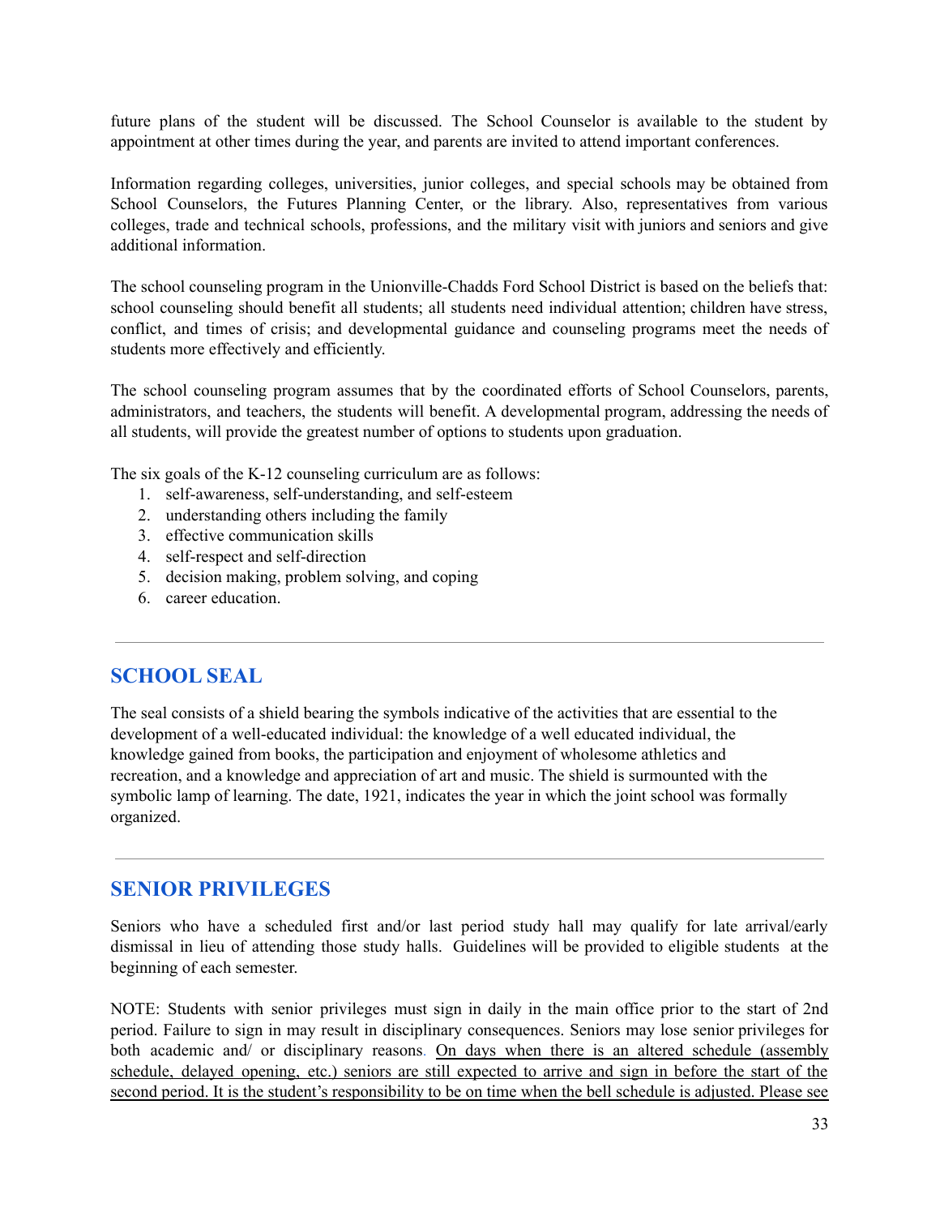future plans of the student will be discussed. The School Counselor is available to the student by appointment at other times during the year, and parents are invited to attend important conferences.

Information regarding colleges, universities, junior colleges, and special schools may be obtained from School Counselors, the Futures Planning Center, or the library. Also, representatives from various colleges, trade and technical schools, professions, and the military visit with juniors and seniors and give additional information.

The school counseling program in the Unionville-Chadds Ford School District is based on the beliefs that: school counseling should benefit all students; all students need individual attention; children have stress, conflict, and times of crisis; and developmental guidance and counseling programs meet the needs of students more effectively and efficiently.

The school counseling program assumes that by the coordinated efforts of School Counselors, parents, administrators, and teachers, the students will benefit. A developmental program, addressing the needs of all students, will provide the greatest number of options to students upon graduation.

The six goals of the K-12 counseling curriculum are as follows:

1. self-awareness, self-understanding, and self-esteem
2. understanding others including the family
3. effective communication skills
4. self-respect and self-direction
5. decision making, problem solving, and coping
6. career education.

---

## SCHOOL SEAL

The seal consists of a shield bearing the symbols indicative of the activities that are essential to the development of a well-educated individual: the knowledge of a well educated individual, the knowledge gained from books, the participation and enjoyment of wholesome athletics and recreation, and a knowledge and appreciation of art and music. The shield is surmounted with the symbolic lamp of learning. The date, 1921, indicates the year in which the joint school was formally organized.

---

## SENIOR PRIVILEGES

Seniors who have a scheduled first and/or last period study hall may qualify for late arrival/early dismissal in lieu of attending those study halls. Guidelines will be provided to eligible students at the beginning of each semester.

NOTE: Students with senior privileges must sign in daily in the main office prior to the start of 2nd period. Failure to sign in may result in disciplinary consequences. Seniors may lose senior privileges for both academic and/ or disciplinary reasons. <u>On days when there is an altered schedule (assembly schedule, delayed opening, etc.) seniors are still expected to arrive and sign in before the start of the second period. It is the student's responsibility to be on time when the bell schedule is adjusted. Please see</u>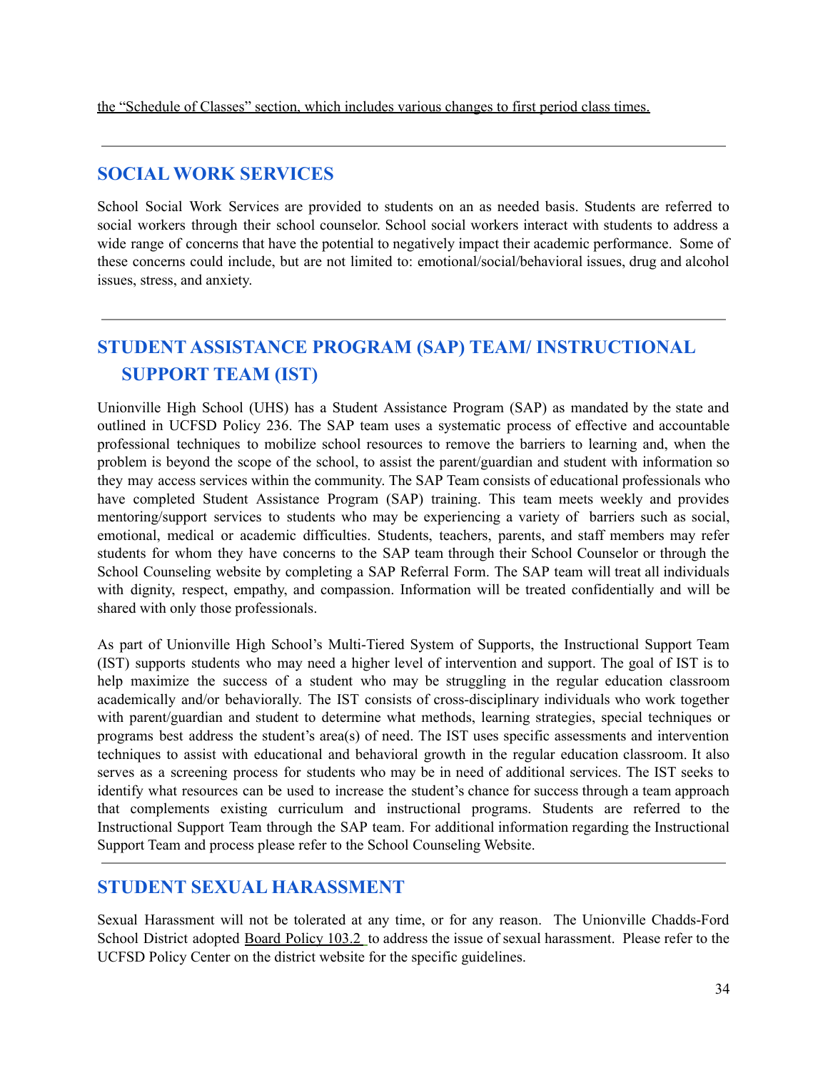the "Schedule of Classes" section, which includes various changes to first period class times.

---

## SOCIAL WORK SERVICES

School Social Work Services are provided to students on an as needed basis. Students are referred to social workers through their school counselor. School social workers interact with students to address a wide range of concerns that have the potential to negatively impact their academic performance. Some of these concerns could include, but are not limited to: emotional/social/behavioral issues, drug and alcohol issues, stress, and anxiety.

---

## STUDENT ASSISTANCE PROGRAM (SAP) TEAM/ INSTRUCTIONAL SUPPORT TEAM (IST)

Unionville High School (UHS) has a Student Assistance Program (SAP) as mandated by the state and outlined in UCFSD Policy 236. The SAP team uses a systematic process of effective and accountable professional techniques to mobilize school resources to remove the barriers to learning and, when the problem is beyond the scope of the school, to assist the parent/guardian and student with information so they may access services within the community. The SAP Team consists of educational professionals who have completed Student Assistance Program (SAP) training. This team meets weekly and provides mentoring/support services to students who may be experiencing a variety of barriers such as social, emotional, medical or academic difficulties. Students, teachers, parents, and staff members may refer students for whom they have concerns to the SAP team through their School Counselor or through the School Counseling website by completing a SAP Referral Form. The SAP team will treat all individuals with dignity, respect, empathy, and compassion. Information will be treated confidentially and will be shared with only those professionals.

As part of Unionville High School's Multi-Tiered System of Supports, the Instructional Support Team (IST) supports students who may need a higher level of intervention and support. The goal of IST is to help maximize the success of a student who may be struggling in the regular education classroom academically and/or behaviorally. The IST consists of cross-disciplinary individuals who work together with parent/guardian and student to determine what methods, learning strategies, special techniques or programs best address the student's area(s) of need. The IST uses specific assessments and intervention techniques to assist with educational and behavioral growth in the regular education classroom. It also serves as a screening process for students who may be in need of additional services. The IST seeks to identify what resources can be used to increase the student's chance for success through a team approach that complements existing curriculum and instructional programs. Students are referred to the Instructional Support Team through the SAP team. For additional information regarding the Instructional Support Team and process please refer to the School Counseling Website.

---

## STUDENT SEXUAL HARASSMENT

Sexual Harassment will not be tolerated at any time, or for any reason. The Unionville Chadds-Ford School District adopted Board Policy 103.2 to address the issue of sexual harassment. Please refer to the UCFSD Policy Center on the district website for the specific guidelines.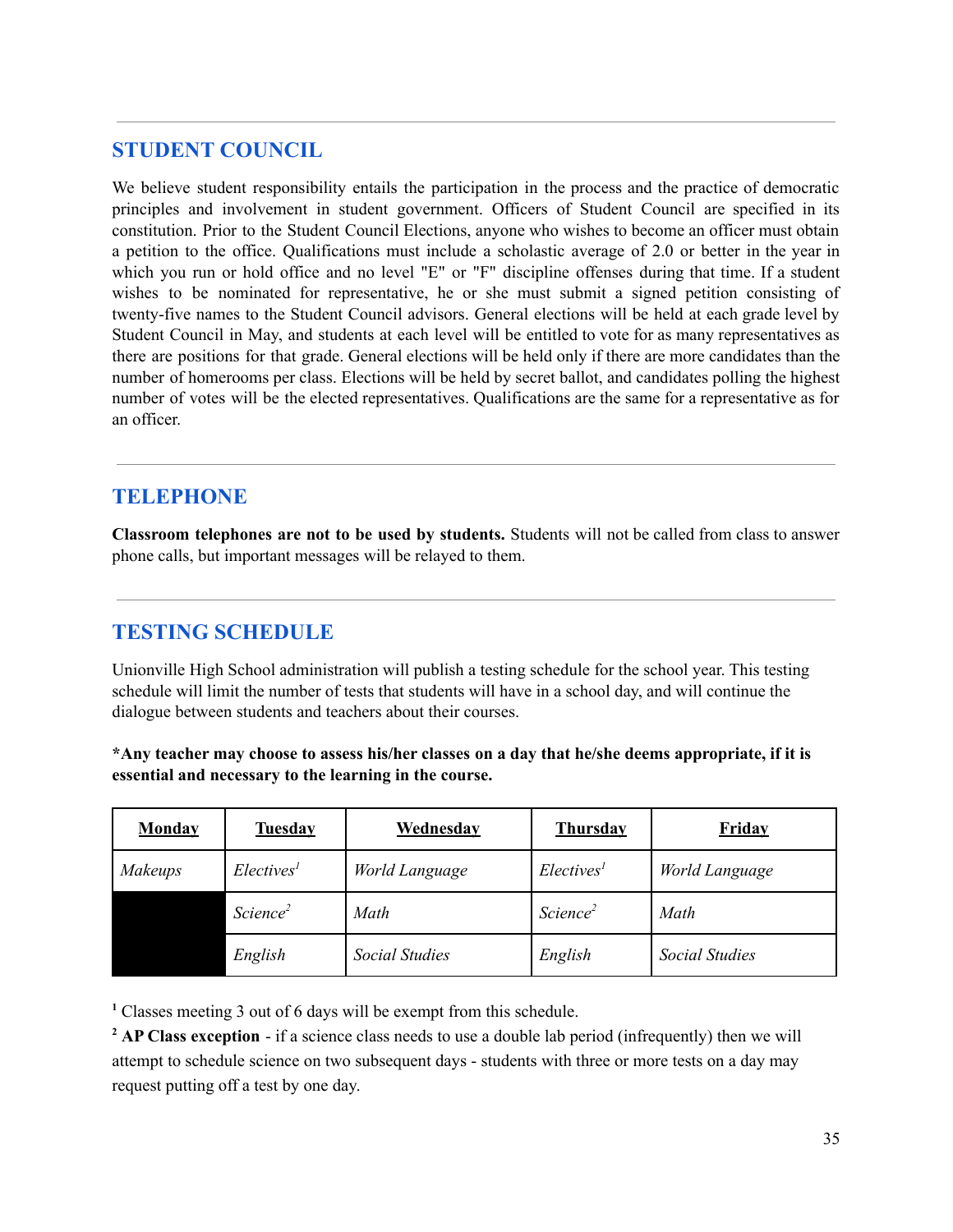## STUDENT COUNCIL

We believe student responsibility entails the participation in the process and the practice of democratic principles and involvement in student government. Officers of Student Council are specified in its constitution. Prior to the Student Council Elections, anyone who wishes to become an officer must obtain a petition to the office. Qualifications must include a scholastic average of 2.0 or better in the year in which you run or hold office and no level "E" or "F" discipline offenses during that time. If a student wishes to be nominated for representative, he or she must submit a signed petition consisting of twenty-five names to the Student Council advisors. General elections will be held at each grade level by Student Council in May, and students at each level will be entitled to vote for as many representatives as there are positions for that grade. General elections will be held only if there are more candidates than the number of homerooms per class. Elections will be held by secret ballot, and candidates polling the highest number of votes will be the elected representatives. Qualifications are the same for a representative as for an officer.

## TELEPHONE

**Classroom telephones are not to be used by students.** Students will not be called from class to answer phone calls, but important messages will be relayed to them.

## TESTING SCHEDULE

Unionville High School administration will publish a testing schedule for the school year. This testing schedule will limit the number of tests that students will have in a school day, and will continue the dialogue between students and teachers about their courses.

***Any teacher may choose to assess his/her classes on a day that he/she deems appropriate, if it is essential and necessary to the learning in the course.**

| Monday | Tuesday | Wednesday | Thursday | Friday |
|---|---|---|---|---|
| *Makeups* | *Electives*[1] | *World Language* | *Electives*[1] | *World Language* |
| | *Science*[2] | *Math* | *Science*[2] | *Math* |
| | *English* | *Social Studies* | *English* | *Social Studies* |

[1] Classes meeting 3 out of 6 days will be exempt from this schedule.

[2] **AP Class exception** - if a science class needs to use a double lab period (infrequently) then we will attempt to schedule science on two subsequent days - students with three or more tests on a day may request putting off a test by one day.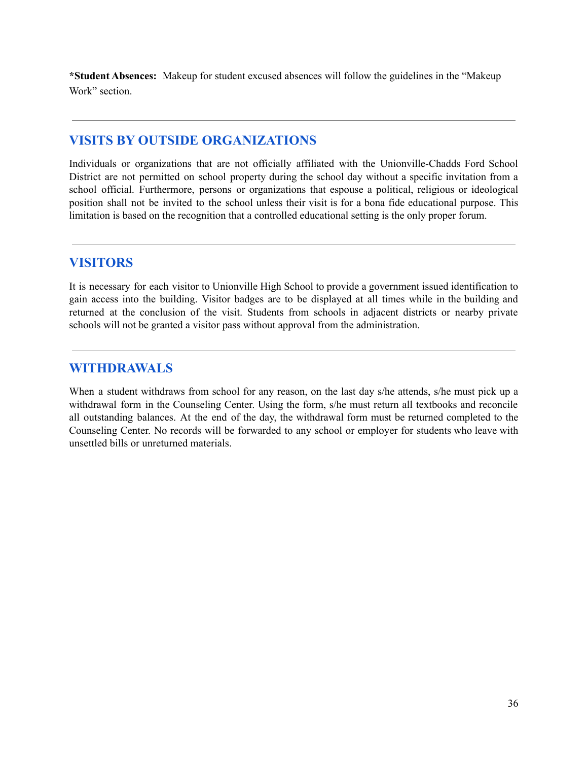***Student Absences:** Makeup for student excused absences will follow the guidelines in the "Makeup Work" section.

---

## VISITS BY OUTSIDE ORGANIZATIONS

Individuals or organizations that are not officially affiliated with the Unionville-Chadds Ford School District are not permitted on school property during the school day without a specific invitation from a school official. Furthermore, persons or organizations that espouse a political, religious or ideological position shall not be invited to the school unless their visit is for a bona fide educational purpose. This limitation is based on the recognition that a controlled educational setting is the only proper forum.

---

## VISITORS

It is necessary for each visitor to Unionville High School to provide a government issued identification to gain access into the building. Visitor badges are to be displayed at all times while in the building and returned at the conclusion of the visit. Students from schools in adjacent districts or nearby private schools will not be granted a visitor pass without approval from the administration.

---

## WITHDRAWALS

When a student withdraws from school for any reason, on the last day s/he attends, s/he must pick up a withdrawal form in the Counseling Center. Using the form, s/he must return all textbooks and reconcile all outstanding balances. At the end of the day, the withdrawal form must be returned completed to the Counseling Center. No records will be forwarded to any school or employer for students who leave with unsettled bills or unreturned materials.